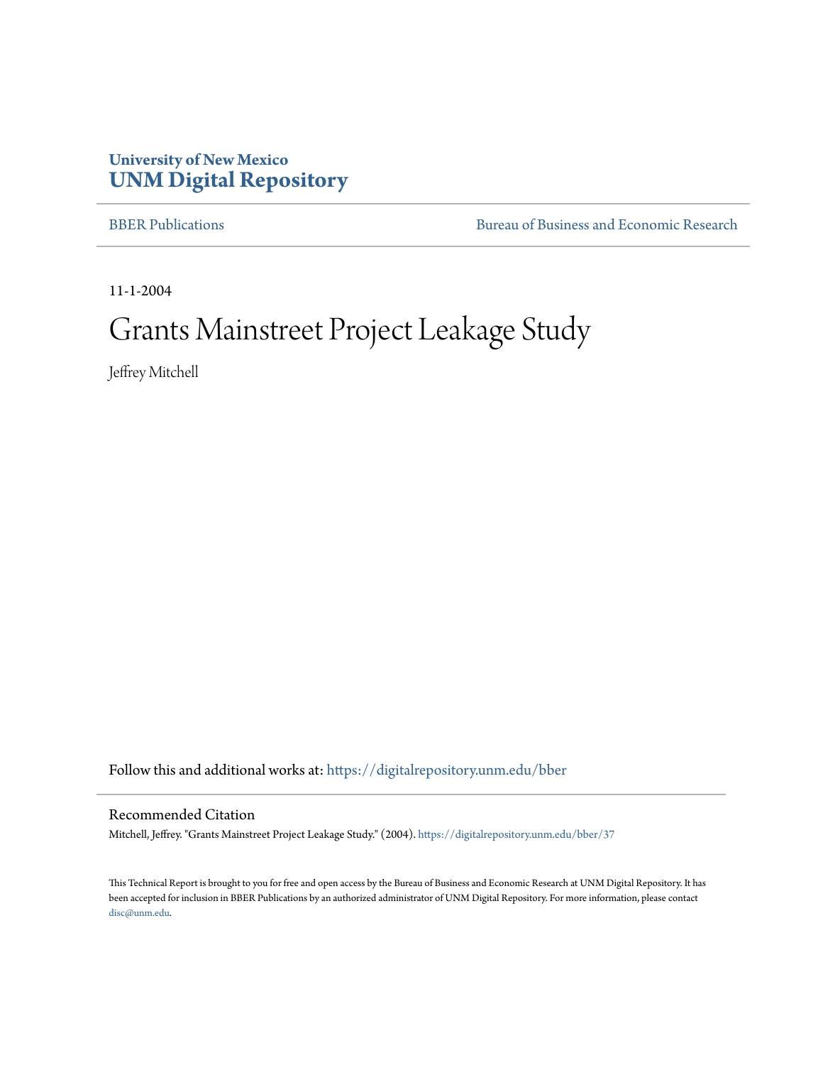University of New Mexico
**UNM Digital Repository**

BBER Publications | Bureau of Business and Economic Research

11-1-2004

# Grants Mainstreet Project Leakage Study

Jeffrey Mitchell

Follow this and additional works at: https://digitalrepository.unm.edu/bber

## Recommended Citation

Mitchell, Jeffrey. "Grants Mainstreet Project Leakage Study." (2004). https://digitalrepository.unm.edu/bber/37

This Technical Report is brought to you for free and open access by the Bureau of Business and Economic Research at UNM Digital Repository. It has been accepted for inclusion in BBER Publications by an authorized administrator of UNM Digital Repository. For more information, please contact disc@unm.edu.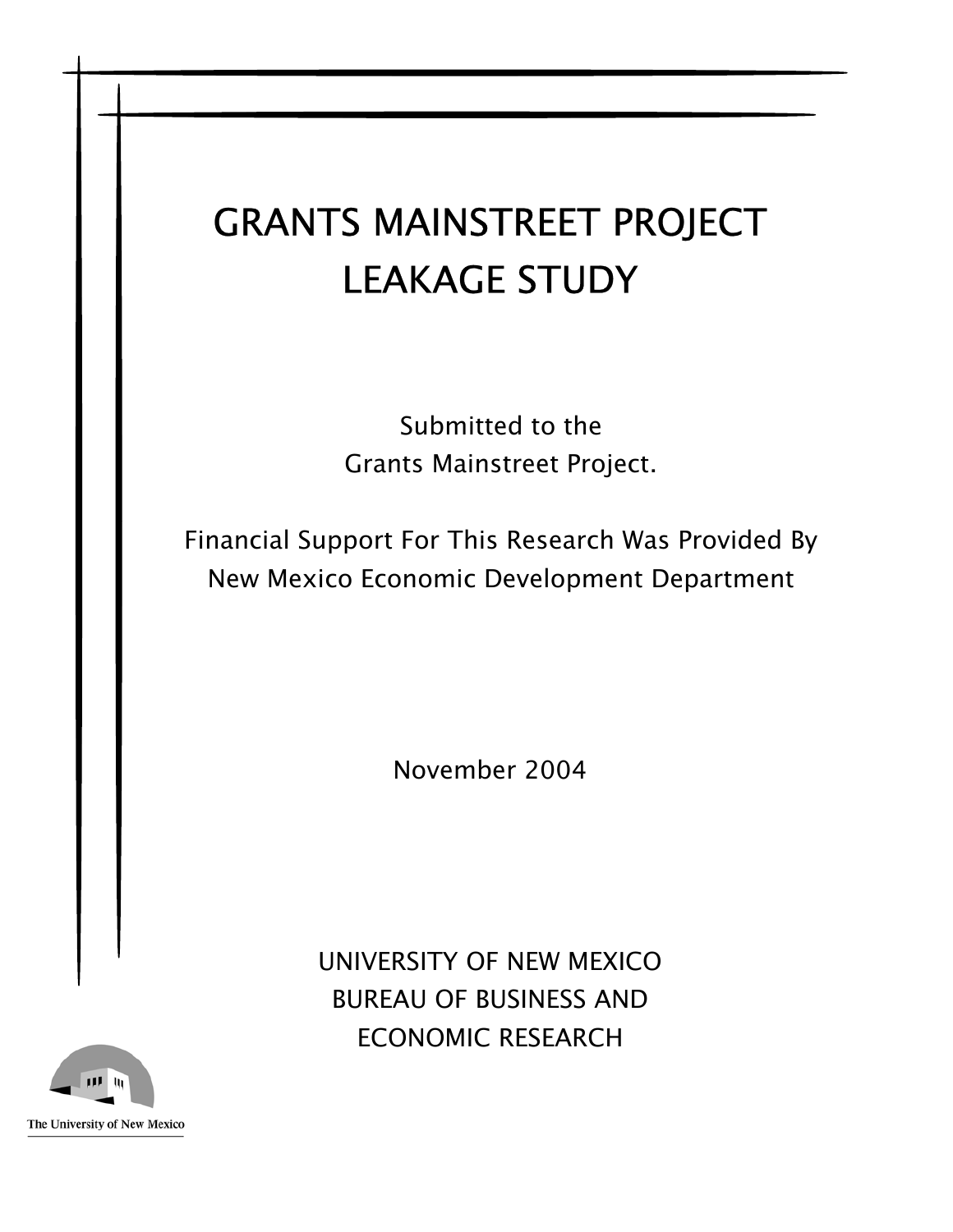# GRANTS MAINSTREET PROJECT LEAKAGE STUDY

Submitted to the
Grants Mainstreet Project.

Financial Support For This Research Was Provided By
New Mexico Economic Development Department

November 2004

UNIVERSITY OF NEW MEXICO
BUREAU OF BUSINESS AND
ECONOMIC RESEARCH

The University of New Mexico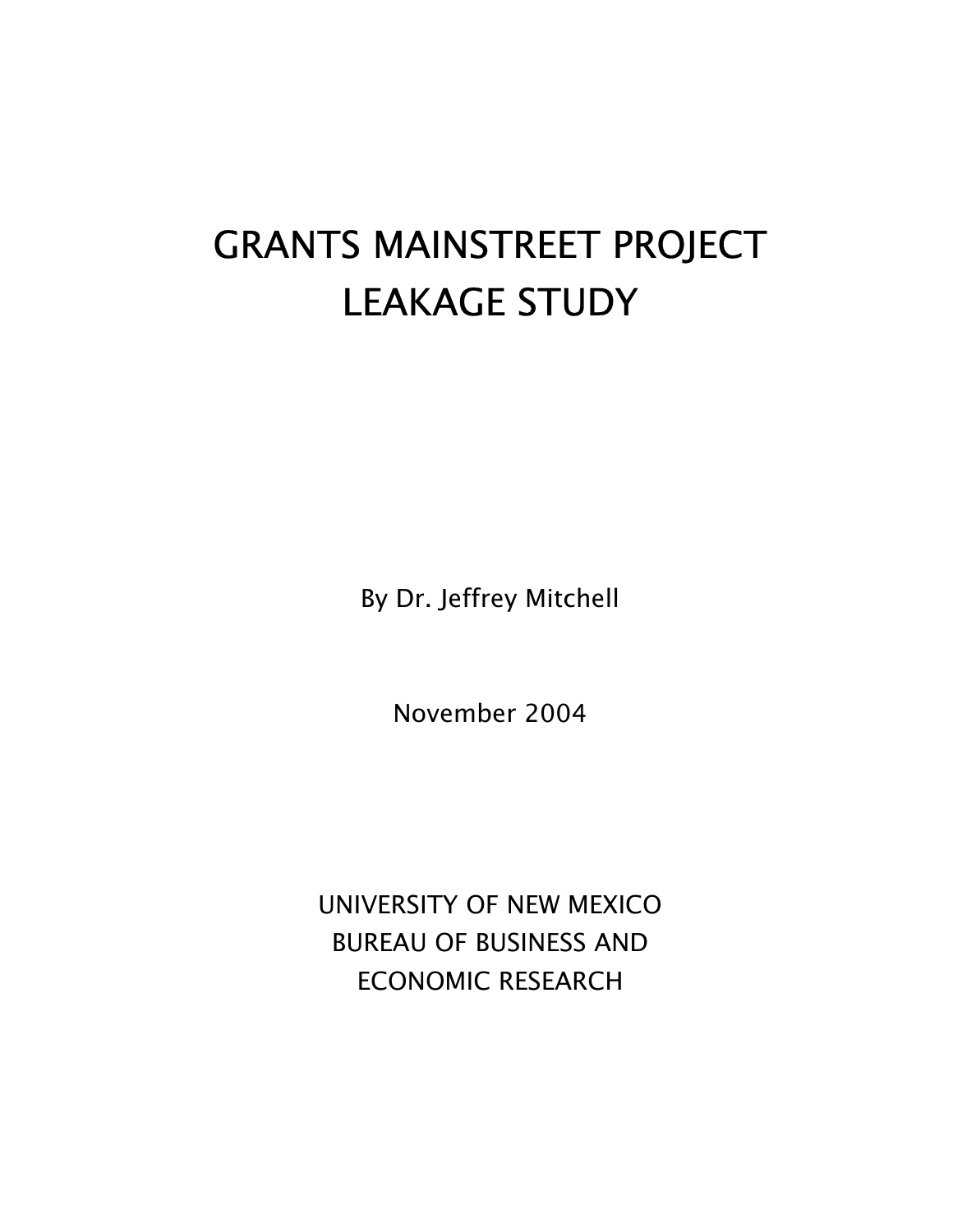# GRANTS MAINSTREET PROJECT LEAKAGE STUDY

By Dr. Jeffrey Mitchell

November 2004

UNIVERSITY OF NEW MEXICO
BUREAU OF BUSINESS AND
ECONOMIC RESEARCH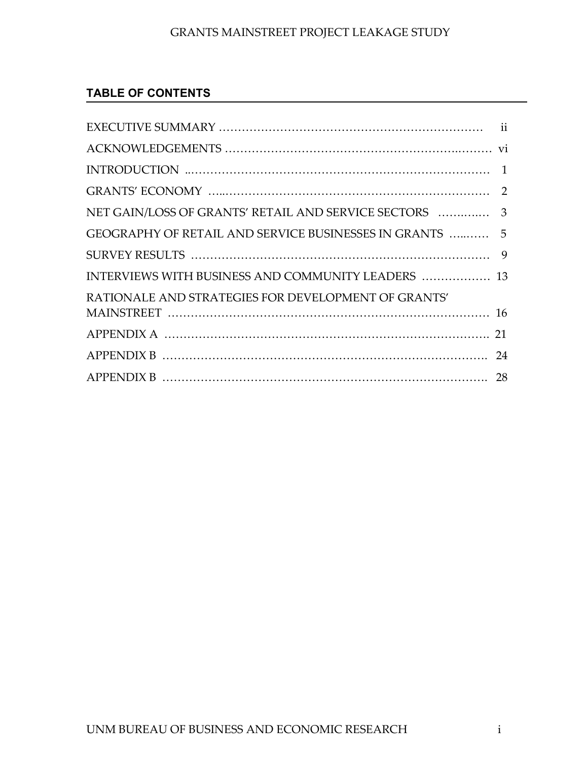## TABLE OF CONTENTS

| | |
|---|---|
| EXECUTIVE SUMMARY | ii |
| ACKNOWLEDGEMENTS | vi |
| INTRODUCTION | 1 |
| GRANTS' ECONOMY | 2 |
| NET GAIN/LOSS OF GRANTS' RETAIL AND SERVICE SECTORS | 3 |
| GEOGRAPHY OF RETAIL AND SERVICE BUSINESSES IN GRANTS | 5 |
| SURVEY RESULTS | 9 |
| INTERVIEWS WITH BUSINESS AND COMMUNITY LEADERS | 13 |
| RATIONALE AND STRATEGIES FOR DEVELOPMENT OF GRANTS' MAINSTREET | 16 |
| APPENDIX A | 21 |
| APPENDIX B | 24 |
| APPENDIX B | 28 |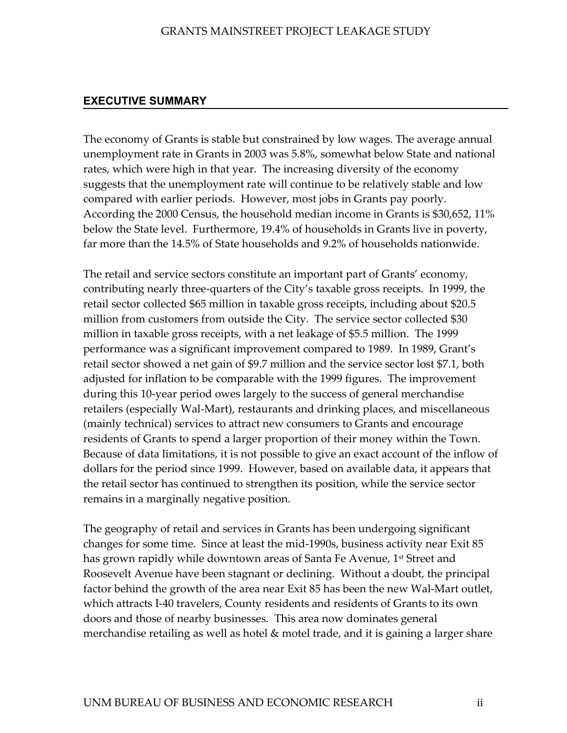## EXECUTIVE SUMMARY

The economy of Grants is stable but constrained by low wages. The average annual unemployment rate in Grants in 2003 was 5.8%, somewhat below State and national rates, which were high in that year. The increasing diversity of the economy suggests that the unemployment rate will continue to be relatively stable and low compared with earlier periods. However, most jobs in Grants pay poorly. According the 2000 Census, the household median income in Grants is $30,652, 11% below the State level. Furthermore, 19.4% of households in Grants live in poverty, far more than the 14.5% of State households and 9.2% of households nationwide.

The retail and service sectors constitute an important part of Grants' economy, contributing nearly three-quarters of the City's taxable gross receipts. In 1999, the retail sector collected $65 million in taxable gross receipts, including about $20.5 million from customers from outside the City. The service sector collected $30 million in taxable gross receipts, with a net leakage of $5.5 million. The 1999 performance was a significant improvement compared to 1989. In 1989, Grant's retail sector showed a net gain of $9.7 million and the service sector lost $7.1, both adjusted for inflation to be comparable with the 1999 figures. The improvement during this 10-year period owes largely to the success of general merchandise retailers (especially Wal-Mart), restaurants and drinking places, and miscellaneous (mainly technical) services to attract new consumers to Grants and encourage residents of Grants to spend a larger proportion of their money within the Town. Because of data limitations, it is not possible to give an exact account of the inflow of dollars for the period since 1999. However, based on available data, it appears that the retail sector has continued to strengthen its position, while the service sector remains in a marginally negative position.

The geography of retail and services in Grants has been undergoing significant changes for some time. Since at least the mid-1990s, business activity near Exit 85 has grown rapidly while downtown areas of Santa Fe Avenue, 1st Street and Roosevelt Avenue have been stagnant or declining. Without a doubt, the principal factor behind the growth of the area near Exit 85 has been the new Wal-Mart outlet, which attracts I-40 travelers, County residents and residents of Grants to its own doors and those of nearby businesses. This area now dominates general merchandise retailing as well as hotel & motel trade, and it is gaining a larger share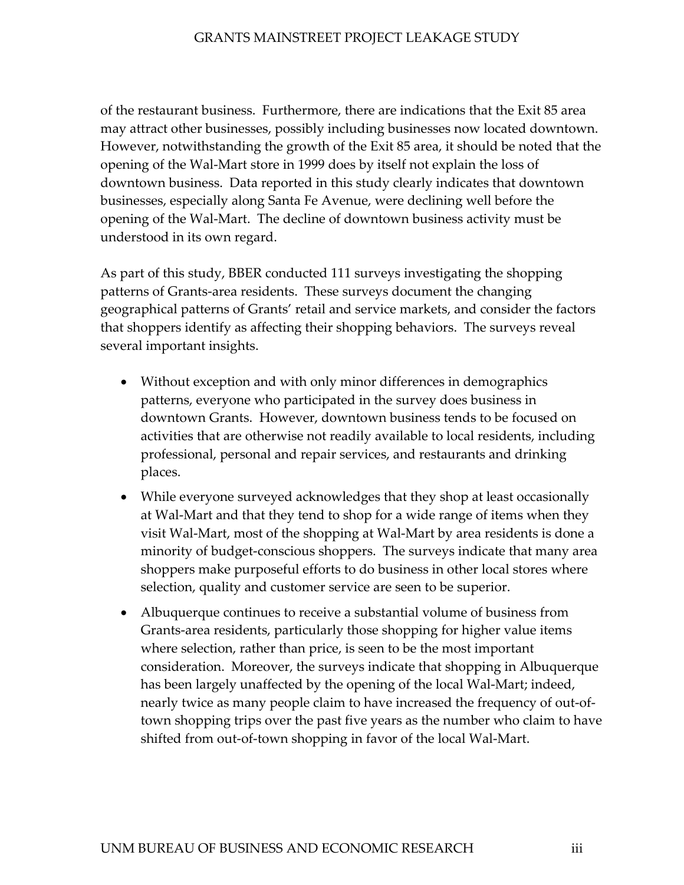of the restaurant business. Furthermore, there are indications that the Exit 85 area may attract other businesses, possibly including businesses now located downtown. However, notwithstanding the growth of the Exit 85 area, it should be noted that the opening of the Wal-Mart store in 1999 does by itself not explain the loss of downtown business. Data reported in this study clearly indicates that downtown businesses, especially along Santa Fe Avenue, were declining well before the opening of the Wal-Mart. The decline of downtown business activity must be understood in its own regard.

As part of this study, BBER conducted 111 surveys investigating the shopping patterns of Grants-area residents. These surveys document the changing geographical patterns of Grants' retail and service markets, and consider the factors that shoppers identify as affecting their shopping behaviors. The surveys reveal several important insights.

- Without exception and with only minor differences in demographics patterns, everyone who participated in the survey does business in downtown Grants. However, downtown business tends to be focused on activities that are otherwise not readily available to local residents, including professional, personal and repair services, and restaurants and drinking places.
- While everyone surveyed acknowledges that they shop at least occasionally at Wal-Mart and that they tend to shop for a wide range of items when they visit Wal-Mart, most of the shopping at Wal-Mart by area residents is done a minority of budget-conscious shoppers. The surveys indicate that many area shoppers make purposeful efforts to do business in other local stores where selection, quality and customer service are seen to be superior.
- Albuquerque continues to receive a substantial volume of business from Grants-area residents, particularly those shopping for higher value items where selection, rather than price, is seen to be the most important consideration. Moreover, the surveys indicate that shopping in Albuquerque has been largely unaffected by the opening of the local Wal-Mart; indeed, nearly twice as many people claim to have increased the frequency of out-of-town shopping trips over the past five years as the number who claim to have shifted from out-of-town shopping in favor of the local Wal-Mart.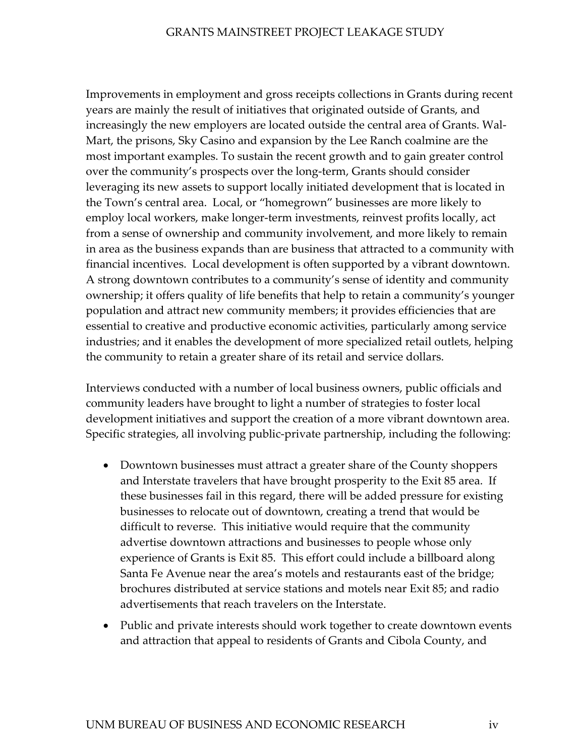Improvements in employment and gross receipts collections in Grants during recent years are mainly the result of initiatives that originated outside of Grants, and increasingly the new employers are located outside the central area of Grants. Wal-Mart, the prisons, Sky Casino and expansion by the Lee Ranch coalmine are the most important examples. To sustain the recent growth and to gain greater control over the community's prospects over the long-term, Grants should consider leveraging its new assets to support locally initiated development that is located in the Town's central area. Local, or "homegrown" businesses are more likely to employ local workers, make longer-term investments, reinvest profits locally, act from a sense of ownership and community involvement, and more likely to remain in area as the business expands than are business that attracted to a community with financial incentives. Local development is often supported by a vibrant downtown. A strong downtown contributes to a community's sense of identity and community ownership; it offers quality of life benefits that help to retain a community's younger population and attract new community members; it provides efficiencies that are essential to creative and productive economic activities, particularly among service industries; and it enables the development of more specialized retail outlets, helping the community to retain a greater share of its retail and service dollars.

Interviews conducted with a number of local business owners, public officials and community leaders have brought to light a number of strategies to foster local development initiatives and support the creation of a more vibrant downtown area. Specific strategies, all involving public-private partnership, including the following:

- Downtown businesses must attract a greater share of the County shoppers and Interstate travelers that have brought prosperity to the Exit 85 area. If these businesses fail in this regard, there will be added pressure for existing businesses to relocate out of downtown, creating a trend that would be difficult to reverse. This initiative would require that the community advertise downtown attractions and businesses to people whose only experience of Grants is Exit 85. This effort could include a billboard along Santa Fe Avenue near the area's motels and restaurants east of the bridge; brochures distributed at service stations and motels near Exit 85; and radio advertisements that reach travelers on the Interstate.
- Public and private interests should work together to create downtown events and attraction that appeal to residents of Grants and Cibola County, and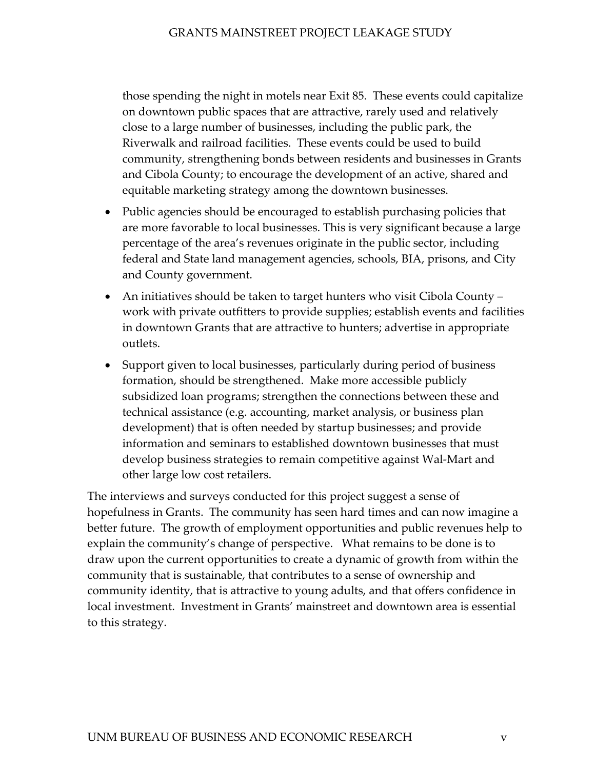those spending the night in motels near Exit 85. These events could capitalize on downtown public spaces that are attractive, rarely used and relatively close to a large number of businesses, including the public park, the Riverwalk and railroad facilities. These events could be used to build community, strengthening bonds between residents and businesses in Grants and Cibola County; to encourage the development of an active, shared and equitable marketing strategy among the downtown businesses.

- Public agencies should be encouraged to establish purchasing policies that are more favorable to local businesses. This is very significant because a large percentage of the area's revenues originate in the public sector, including federal and State land management agencies, schools, BIA, prisons, and City and County government.
- An initiatives should be taken to target hunters who visit Cibola County – work with private outfitters to provide supplies; establish events and facilities in downtown Grants that are attractive to hunters; advertise in appropriate outlets.
- Support given to local businesses, particularly during period of business formation, should be strengthened. Make more accessible publicly subsidized loan programs; strengthen the connections between these and technical assistance (e.g. accounting, market analysis, or business plan development) that is often needed by startup businesses; and provide information and seminars to established downtown businesses that must develop business strategies to remain competitive against Wal-Mart and other large low cost retailers.

The interviews and surveys conducted for this project suggest a sense of hopefulness in Grants. The community has seen hard times and can now imagine a better future. The growth of employment opportunities and public revenues help to explain the community's change of perspective. What remains to be done is to draw upon the current opportunities to create a dynamic of growth from within the community that is sustainable, that contributes to a sense of ownership and community identity, that is attractive to young adults, and that offers confidence in local investment. Investment in Grants' mainstreet and downtown area is essential to this strategy.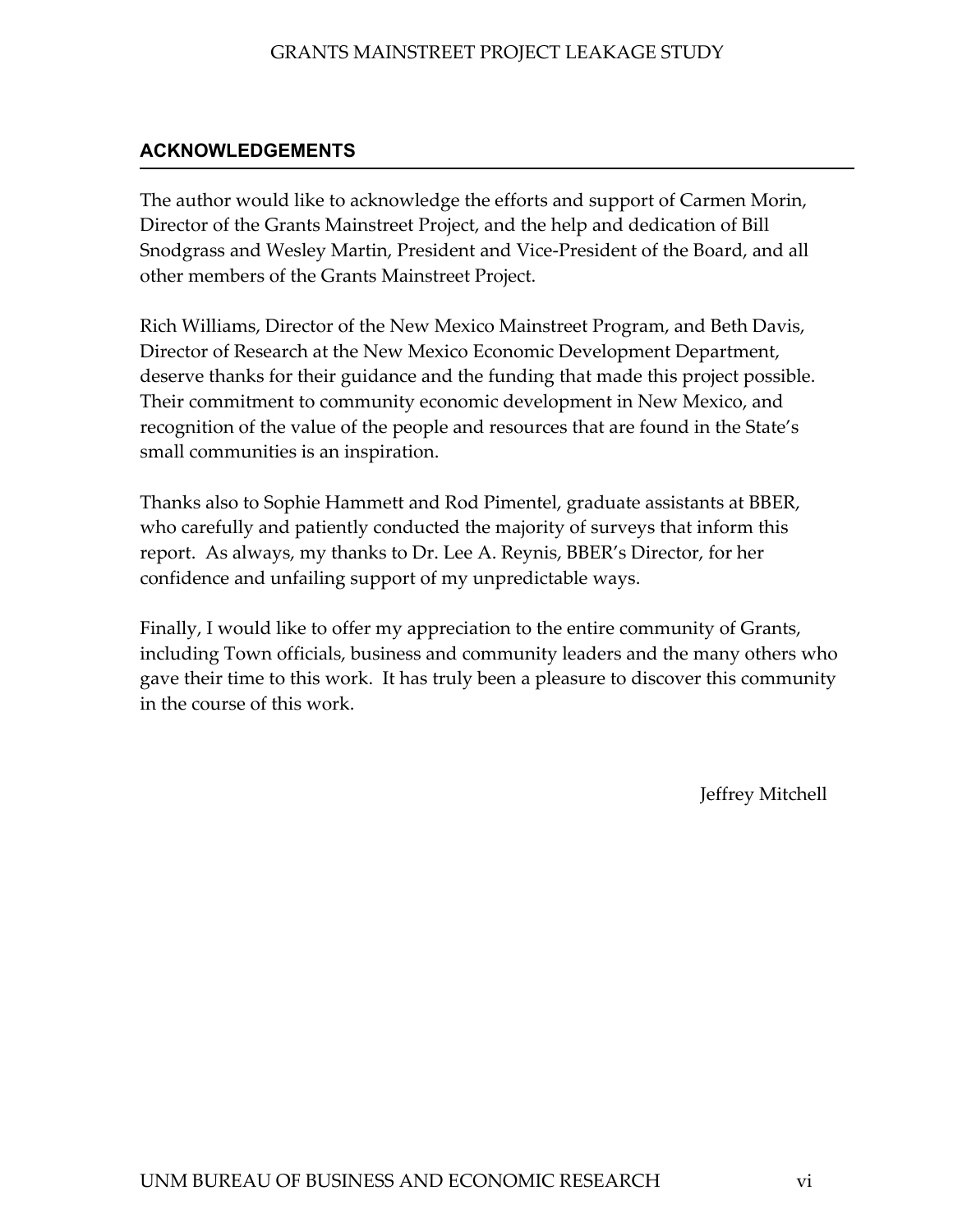## ACKNOWLEDGEMENTS

The author would like to acknowledge the efforts and support of Carmen Morin, Director of the Grants Mainstreet Project, and the help and dedication of Bill Snodgrass and Wesley Martin, President and Vice-President of the Board, and all other members of the Grants Mainstreet Project.

Rich Williams, Director of the New Mexico Mainstreet Program, and Beth Davis, Director of Research at the New Mexico Economic Development Department, deserve thanks for their guidance and the funding that made this project possible. Their commitment to community economic development in New Mexico, and recognition of the value of the people and resources that are found in the State's small communities is an inspiration.

Thanks also to Sophie Hammett and Rod Pimentel, graduate assistants at BBER, who carefully and patiently conducted the majority of surveys that inform this report. As always, my thanks to Dr. Lee A. Reynis, BBER's Director, for her confidence and unfailing support of my unpredictable ways.

Finally, I would like to offer my appreciation to the entire community of Grants, including Town officials, business and community leaders and the many others who gave their time to this work. It has truly been a pleasure to discover this community in the course of this work.

Jeffrey Mitchell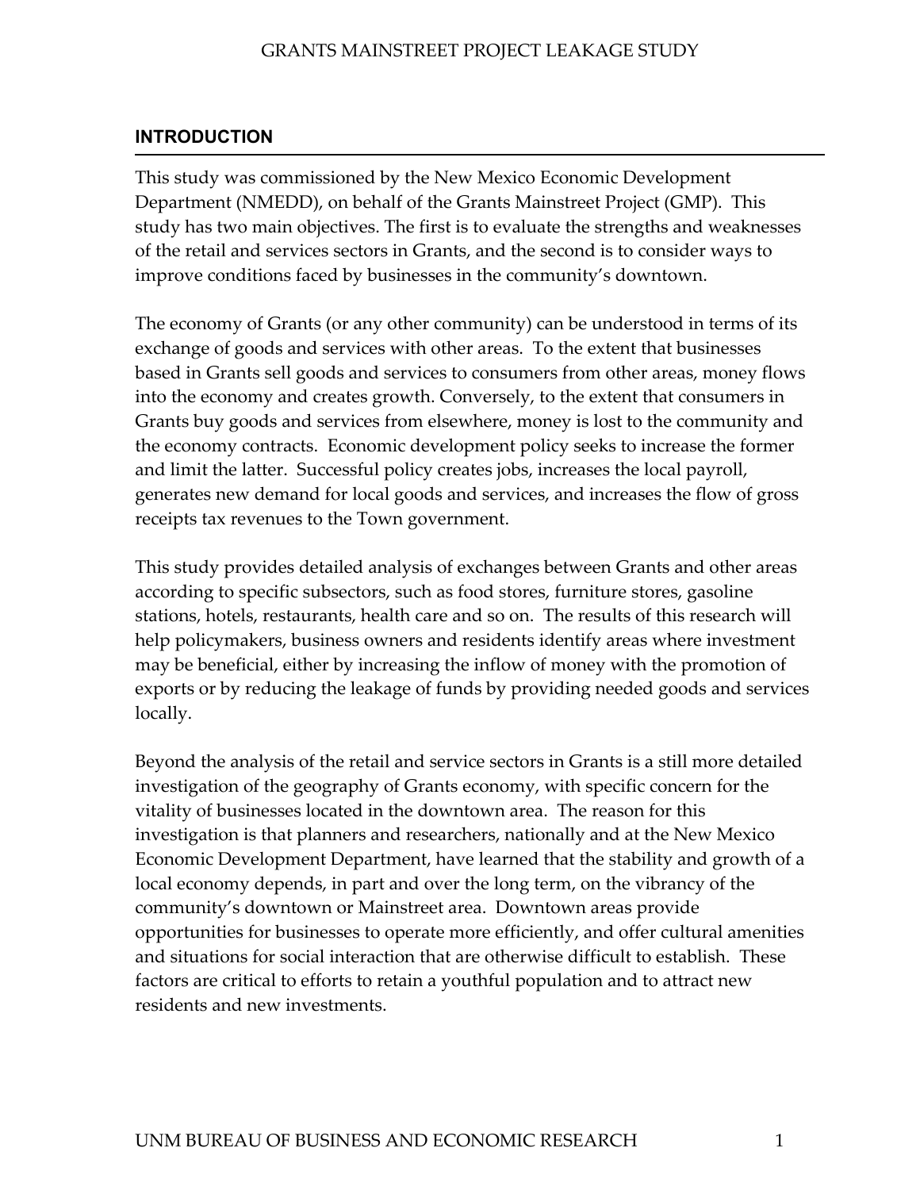## INTRODUCTION

This study was commissioned by the New Mexico Economic Development Department (NMEDD), on behalf of the Grants Mainstreet Project (GMP). This study has two main objectives. The first is to evaluate the strengths and weaknesses of the retail and services sectors in Grants, and the second is to consider ways to improve conditions faced by businesses in the community's downtown.

The economy of Grants (or any other community) can be understood in terms of its exchange of goods and services with other areas. To the extent that businesses based in Grants sell goods and services to consumers from other areas, money flows into the economy and creates growth. Conversely, to the extent that consumers in Grants buy goods and services from elsewhere, money is lost to the community and the economy contracts. Economic development policy seeks to increase the former and limit the latter. Successful policy creates jobs, increases the local payroll, generates new demand for local goods and services, and increases the flow of gross receipts tax revenues to the Town government.

This study provides detailed analysis of exchanges between Grants and other areas according to specific subsectors, such as food stores, furniture stores, gasoline stations, hotels, restaurants, health care and so on. The results of this research will help policymakers, business owners and residents identify areas where investment may be beneficial, either by increasing the inflow of money with the promotion of exports or by reducing the leakage of funds by providing needed goods and services locally.

Beyond the analysis of the retail and service sectors in Grants is a still more detailed investigation of the geography of Grants economy, with specific concern for the vitality of businesses located in the downtown area. The reason for this investigation is that planners and researchers, nationally and at the New Mexico Economic Development Department, have learned that the stability and growth of a local economy depends, in part and over the long term, on the vibrancy of the community's downtown or Mainstreet area. Downtown areas provide opportunities for businesses to operate more efficiently, and offer cultural amenities and situations for social interaction that are otherwise difficult to establish. These factors are critical to efforts to retain a youthful population and to attract new residents and new investments.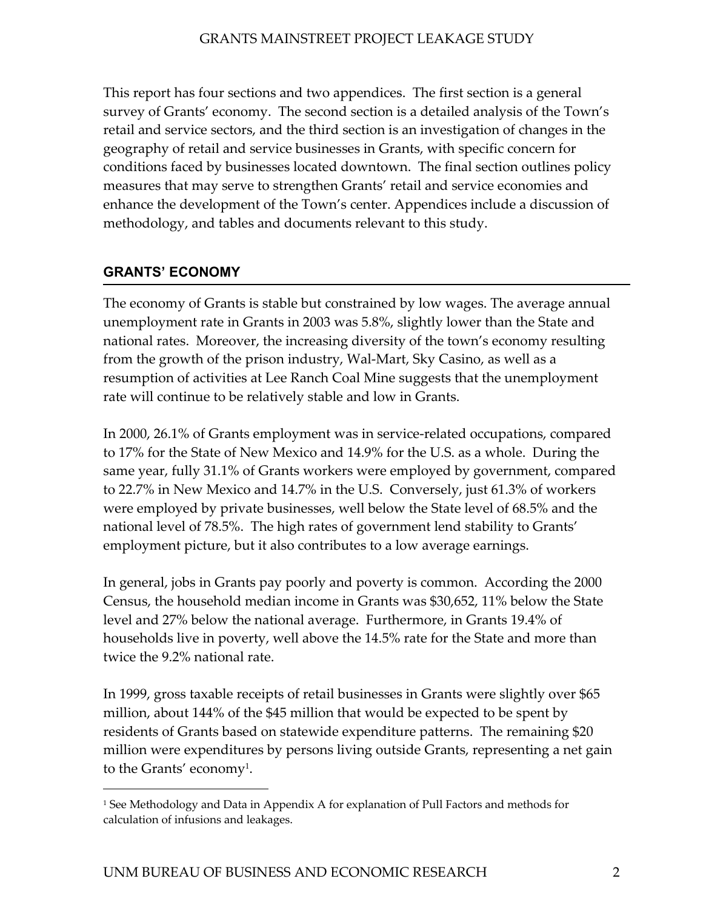This report has four sections and two appendices. The first section is a general survey of Grants' economy. The second section is a detailed analysis of the Town's retail and service sectors, and the third section is an investigation of changes in the geography of retail and service businesses in Grants, with specific concern for conditions faced by businesses located downtown. The final section outlines policy measures that may serve to strengthen Grants' retail and service economies and enhance the development of the Town's center. Appendices include a discussion of methodology, and tables and documents relevant to this study.

## GRANTS' ECONOMY

The economy of Grants is stable but constrained by low wages. The average annual unemployment rate in Grants in 2003 was 5.8%, slightly lower than the State and national rates. Moreover, the increasing diversity of the town's economy resulting from the growth of the prison industry, Wal-Mart, Sky Casino, as well as a resumption of activities at Lee Ranch Coal Mine suggests that the unemployment rate will continue to be relatively stable and low in Grants.

In 2000, 26.1% of Grants employment was in service-related occupations, compared to 17% for the State of New Mexico and 14.9% for the U.S. as a whole. During the same year, fully 31.1% of Grants workers were employed by government, compared to 22.7% in New Mexico and 14.7% in the U.S. Conversely, just 61.3% of workers were employed by private businesses, well below the State level of 68.5% and the national level of 78.5%. The high rates of government lend stability to Grants' employment picture, but it also contributes to a low average earnings.

In general, jobs in Grants pay poorly and poverty is common. According the 2000 Census, the household median income in Grants was $30,652, 11% below the State level and 27% below the national average. Furthermore, in Grants 19.4% of households live in poverty, well above the 14.5% rate for the State and more than twice the 9.2% national rate.

In 1999, gross taxable receipts of retail businesses in Grants were slightly over $65 million, about 144% of the $45 million that would be expected to be spent by residents of Grants based on statewide expenditure patterns. The remaining $20 million were expenditures by persons living outside Grants, representing a net gain to the Grants' economy[1].

[1] See Methodology and Data in Appendix A for explanation of Pull Factors and methods for calculation of infusions and leakages.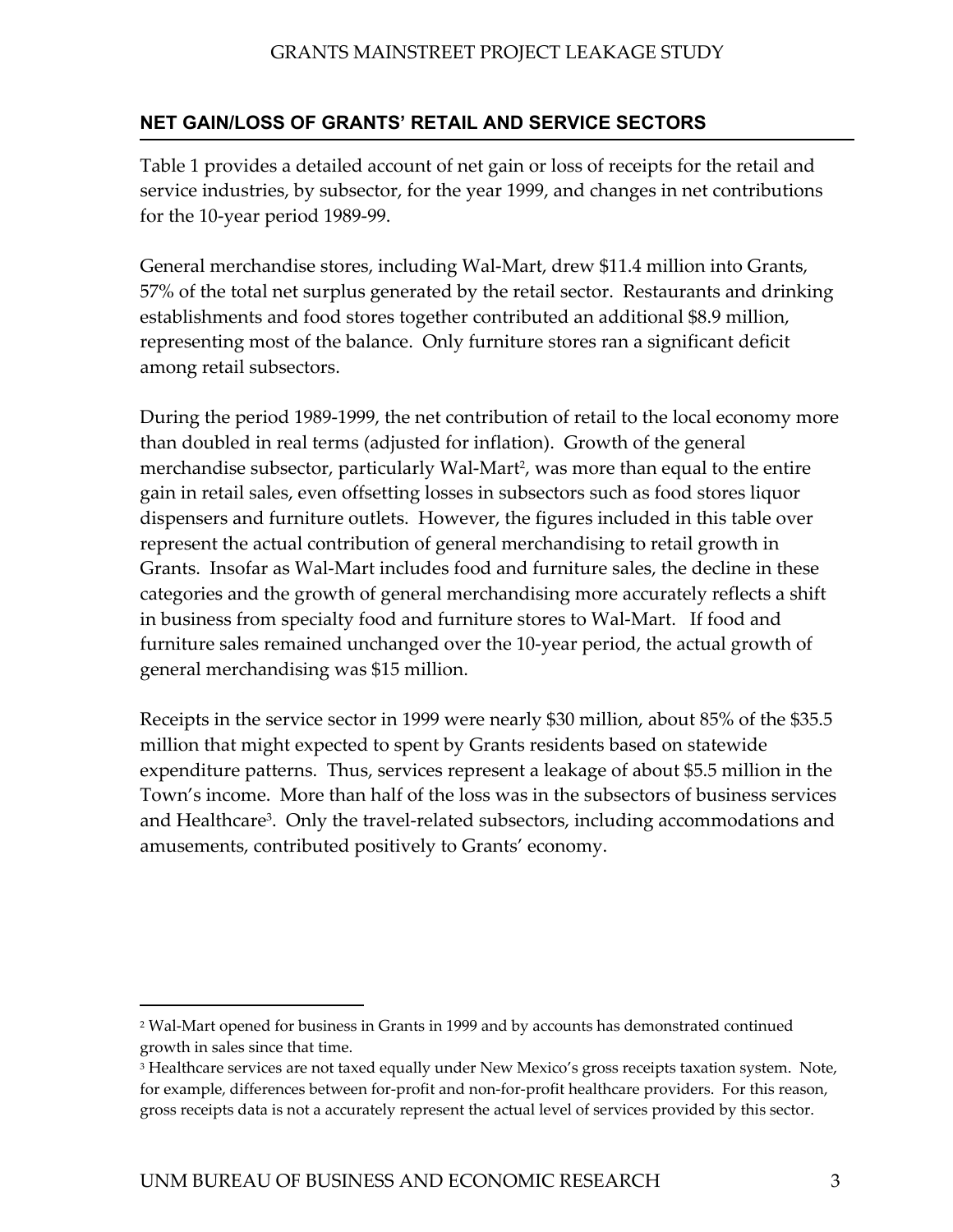## NET GAIN/LOSS OF GRANTS' RETAIL AND SERVICE SECTORS

Table 1 provides a detailed account of net gain or loss of receipts for the retail and service industries, by subsector, for the year 1999, and changes in net contributions for the 10-year period 1989-99.

General merchandise stores, including Wal-Mart, drew \$11.4 million into Grants, 57% of the total net surplus generated by the retail sector. Restaurants and drinking establishments and food stores together contributed an additional \$8.9 million, representing most of the balance. Only furniture stores ran a significant deficit among retail subsectors.

During the period 1989-1999, the net contribution of retail to the local economy more than doubled in real terms (adjusted for inflation). Growth of the general merchandise subsector, particularly Wal-Mart[2], was more than equal to the entire gain in retail sales, even offsetting losses in subsectors such as food stores liquor dispensers and furniture outlets. However, the figures included in this table over represent the actual contribution of general merchandising to retail growth in Grants. Insofar as Wal-Mart includes food and furniture sales, the decline in these categories and the growth of general merchandising more accurately reflects a shift in business from specialty food and furniture stores to Wal-Mart. If food and furniture sales remained unchanged over the 10-year period, the actual growth of general merchandising was \$15 million.

Receipts in the service sector in 1999 were nearly \$30 million, about 85% of the \$35.5 million that might expected to spent by Grants residents based on statewide expenditure patterns. Thus, services represent a leakage of about \$5.5 million in the Town's income. More than half of the loss was in the subsectors of business services and Healthcare[3]. Only the travel-related subsectors, including accommodations and amusements, contributed positively to Grants' economy.

---

[2] Wal-Mart opened for business in Grants in 1999 and by accounts has demonstrated continued growth in sales since that time.

[3] Healthcare services are not taxed equally under New Mexico's gross receipts taxation system. Note, for example, differences between for-profit and non-for-profit healthcare providers. For this reason, gross receipts data is not a accurately represent the actual level of services provided by this sector.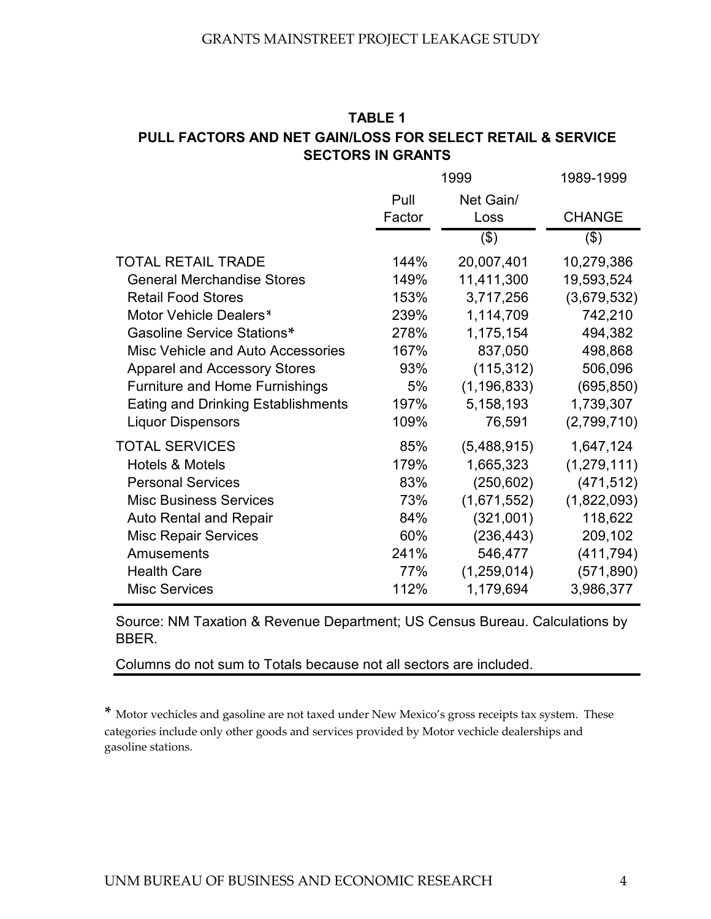**TABLE 1**
**PULL FACTORS AND NET GAIN/LOSS FOR SELECT RETAIL & SERVICE SECTORS IN GRANTS**

| | 1999 | | 1989-1999 |
|---|---|---|---|
| | Pull Factor | Net Gain/ Loss ($) | CHANGE ($) |
| TOTAL RETAIL TRADE | 144% | 20,007,401 | 10,279,386 |
| General Merchandise Stores | 149% | 11,411,300 | 19,593,524 |
| Retail Food Stores | 153% | 3,717,256 | (3,679,532) |
| Motor Vehicle Dealers* | 239% | 1,114,709 | 742,210 |
| Gasoline Service Stations* | 278% | 1,175,154 | 494,382 |
| Misc Vehicle and Auto Accessories | 167% | 837,050 | 498,868 |
| Apparel and Accessory Stores | 93% | (115,312) | 506,096 |
| Furniture and Home Furnishings | 5% | (1,196,833) | (695,850) |
| Eating and Drinking Establishments | 197% | 5,158,193 | 1,739,307 |
| Liquor Dispensors | 109% | 76,591 | (2,799,710) |
| TOTAL SERVICES | 85% | (5,488,915) | 1,647,124 |
| Hotels & Motels | 179% | 1,665,323 | (1,279,111) |
| Personal Services | 83% | (250,602) | (471,512) |
| Misc Business Services | 73% | (1,671,552) | (1,822,093) |
| Auto Rental and Repair | 84% | (321,001) | 118,622 |
| Misc Repair Services | 60% | (236,443) | 209,102 |
| Amusements | 241% | 546,477 | (411,794) |
| Health Care | 77% | (1,259,014) | (571,890) |
| Misc Services | 112% | 1,179,694 | 3,986,377 |

Source: NM Taxation & Revenue Department; US Census Bureau. Calculations by BBER.

Columns do not sum to Totals because not all sectors are included.

* Motor vechicles and gasoline are not taxed under New Mexico's gross receipts tax system. These categories include only other goods and services provided by Motor vechicle dealerships and gasoline stations.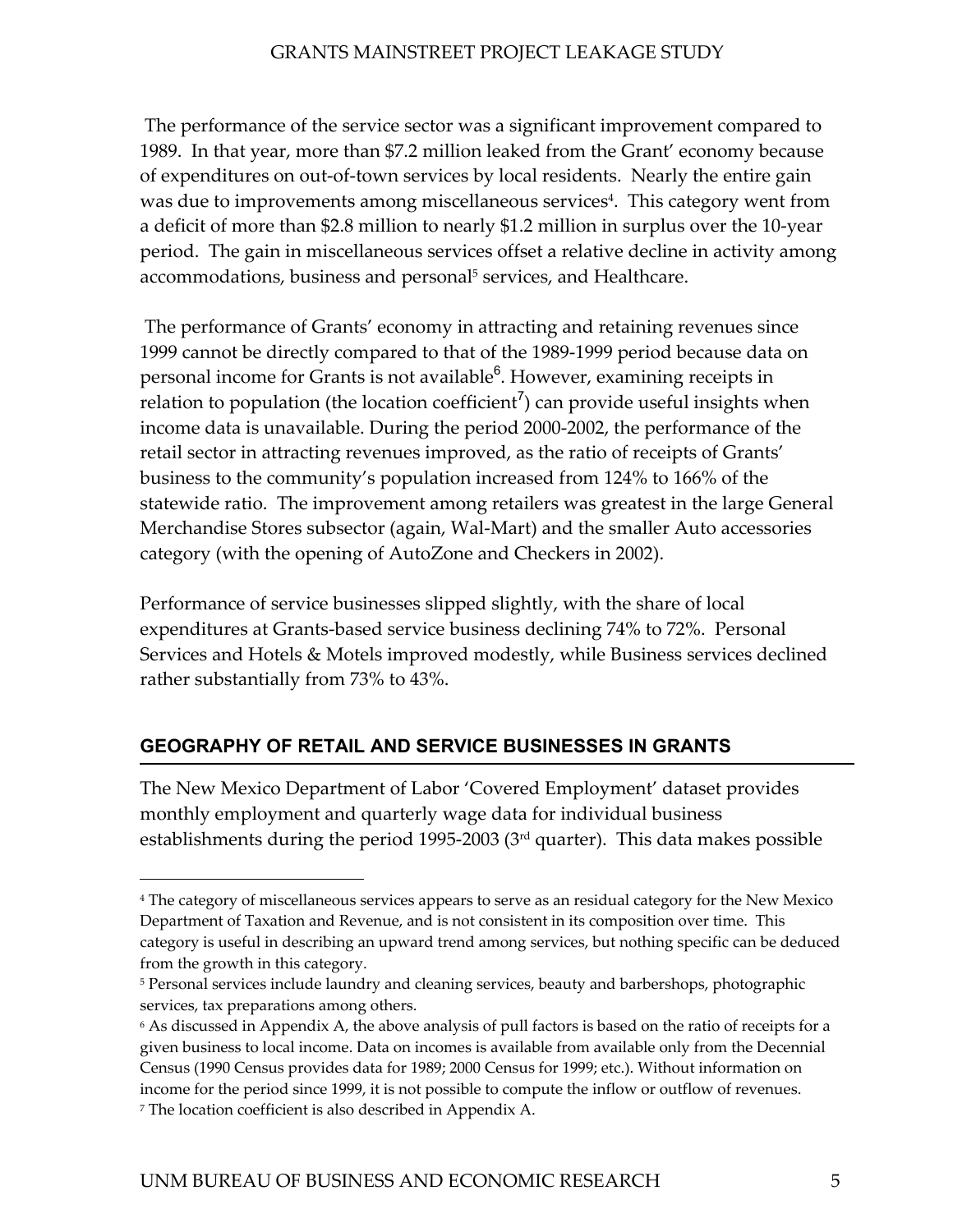The performance of the service sector was a significant improvement compared to 1989. In that year, more than $7.2 million leaked from the Grant' economy because of expenditures on out-of-town services by local residents. Nearly the entire gain was due to improvements among miscellaneous services[4]. This category went from a deficit of more than $2.8 million to nearly $1.2 million in surplus over the 10-year period. The gain in miscellaneous services offset a relative decline in activity among accommodations, business and personal[5] services, and Healthcare.

The performance of Grants' economy in attracting and retaining revenues since 1999 cannot be directly compared to that of the 1989-1999 period because data on personal income for Grants is not available[6]. However, examining receipts in relation to population (the location coefficient[7]) can provide useful insights when income data is unavailable. During the period 2000-2002, the performance of the retail sector in attracting revenues improved, as the ratio of receipts of Grants' business to the community's population increased from 124% to 166% of the statewide ratio. The improvement among retailers was greatest in the large General Merchandise Stores subsector (again, Wal-Mart) and the smaller Auto accessories category (with the opening of AutoZone and Checkers in 2002).

Performance of service businesses slipped slightly, with the share of local expenditures at Grants-based service business declining 74% to 72%. Personal Services and Hotels & Motels improved modestly, while Business services declined rather substantially from 73% to 43%.

## GEOGRAPHY OF RETAIL AND SERVICE BUSINESSES IN GRANTS

The New Mexico Department of Labor 'Covered Employment' dataset provides monthly employment and quarterly wage data for individual business establishments during the period 1995-2003 (3rd quarter). This data makes possible

---

[4] The category of miscellaneous services appears to serve as an residual category for the New Mexico Department of Taxation and Revenue, and is not consistent in its composition over time. This category is useful in describing an upward trend among services, but nothing specific can be deduced from the growth in this category.

[5] Personal services include laundry and cleaning services, beauty and barbershops, photographic services, tax preparations among others.

[6] As discussed in Appendix A, the above analysis of pull factors is based on the ratio of receipts for a given business to local income. Data on incomes is available from available only from the Decennial Census (1990 Census provides data for 1989; 2000 Census for 1999; etc.). Without information on income for the period since 1999, it is not possible to compute the inflow or outflow of revenues.

[7] The location coefficient is also described in Appendix A.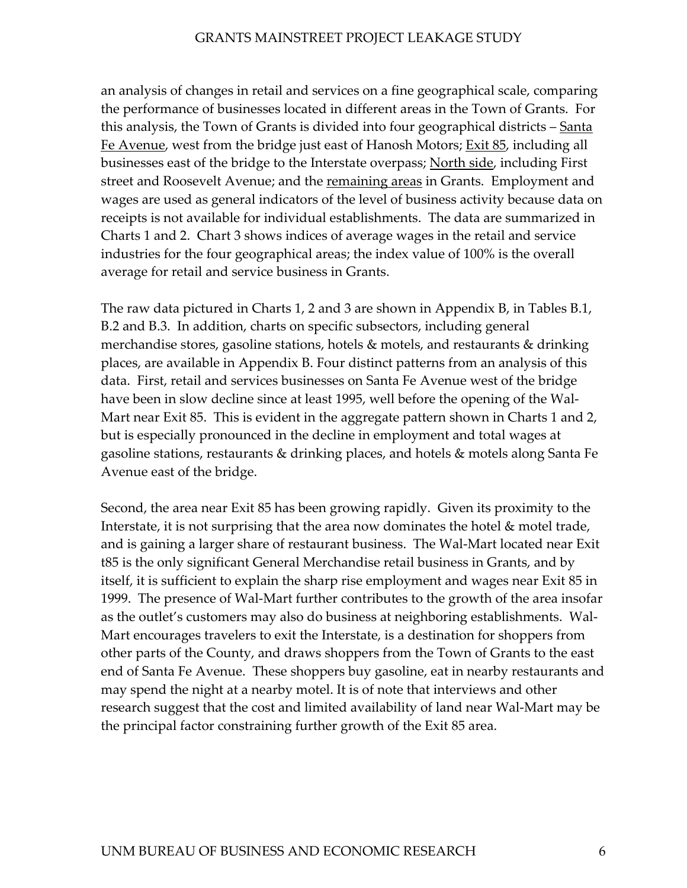an analysis of changes in retail and services on a fine geographical scale, comparing the performance of businesses located in different areas in the Town of Grants. For this analysis, the Town of Grants is divided into four geographical districts – <u>Santa Fe Avenue</u>, west from the bridge just east of Hanosh Motors; <u>Exit 85</u>, including all businesses east of the bridge to the Interstate overpass; <u>North side</u>, including First street and Roosevelt Avenue; and the <u>remaining areas</u> in Grants. Employment and wages are used as general indicators of the level of business activity because data on receipts is not available for individual establishments. The data are summarized in Charts 1 and 2. Chart 3 shows indices of average wages in the retail and service industries for the four geographical areas; the index value of 100% is the overall average for retail and service business in Grants.

The raw data pictured in Charts 1, 2 and 3 are shown in Appendix B, in Tables B.1, B.2 and B.3. In addition, charts on specific subsectors, including general merchandise stores, gasoline stations, hotels & motels, and restaurants & drinking places, are available in Appendix B. Four distinct patterns from an analysis of this data. First, retail and services businesses on Santa Fe Avenue west of the bridge have been in slow decline since at least 1995, well before the opening of the Wal-Mart near Exit 85. This is evident in the aggregate pattern shown in Charts 1 and 2, but is especially pronounced in the decline in employment and total wages at gasoline stations, restaurants & drinking places, and hotels & motels along Santa Fe Avenue east of the bridge.

Second, the area near Exit 85 has been growing rapidly. Given its proximity to the Interstate, it is not surprising that the area now dominates the hotel & motel trade, and is gaining a larger share of restaurant business. The Wal-Mart located near Exit t85 is the only significant General Merchandise retail business in Grants, and by itself, it is sufficient to explain the sharp rise employment and wages near Exit 85 in 1999. The presence of Wal-Mart further contributes to the growth of the area insofar as the outlet's customers may also do business at neighboring establishments. Wal-Mart encourages travelers to exit the Interstate, is a destination for shoppers from other parts of the County, and draws shoppers from the Town of Grants to the east end of Santa Fe Avenue. These shoppers buy gasoline, eat in nearby restaurants and may spend the night at a nearby motel. It is of note that interviews and other research suggest that the cost and limited availability of land near Wal-Mart may be the principal factor constraining further growth of the Exit 85 area.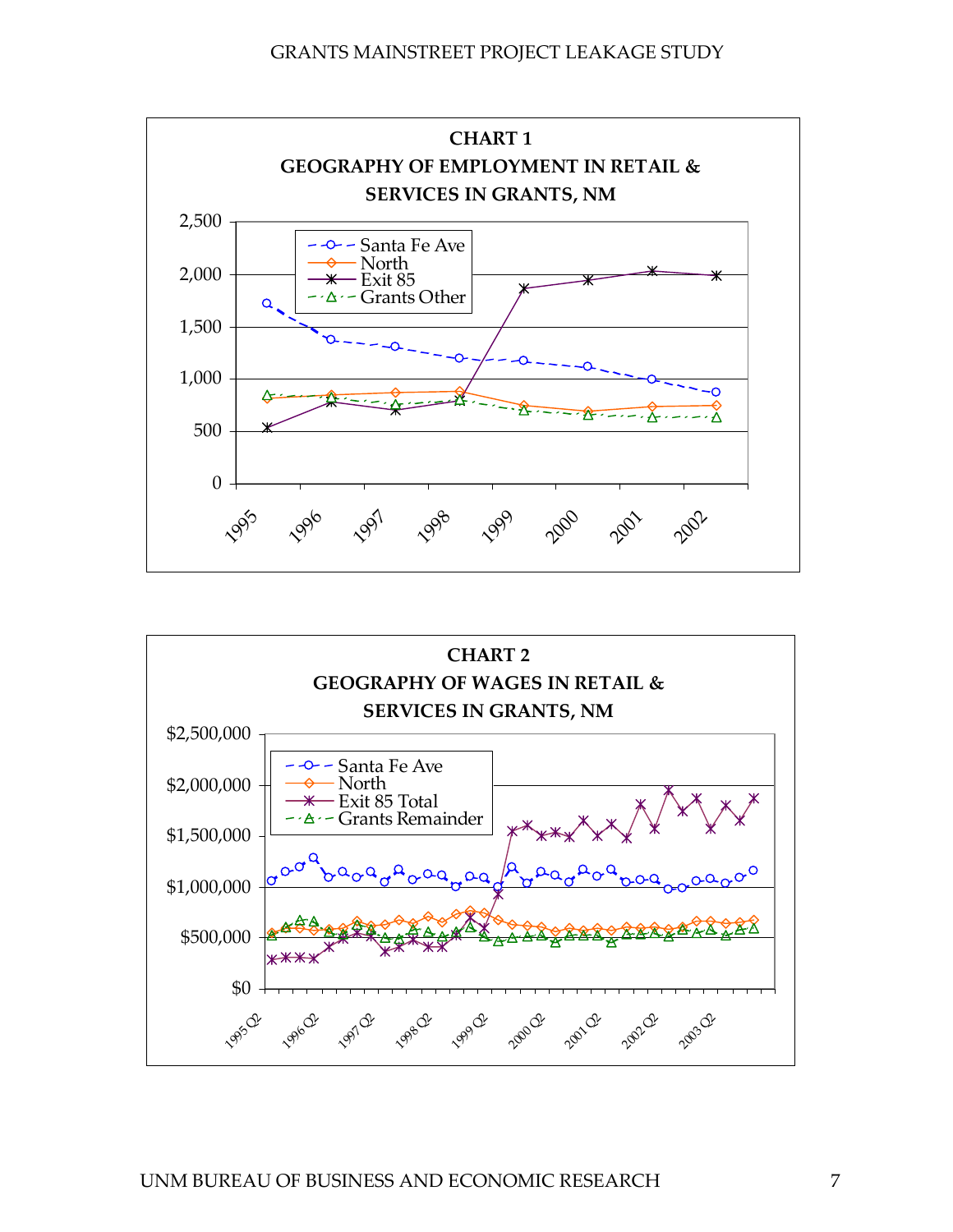**CHART 1**
**GEOGRAPHY OF EMPLOYMENT IN RETAIL & SERVICES IN GRANTS, NM**

**CHART 2**
**GEOGRAPHY OF WAGES IN RETAIL & SERVICES IN GRANTS, NM**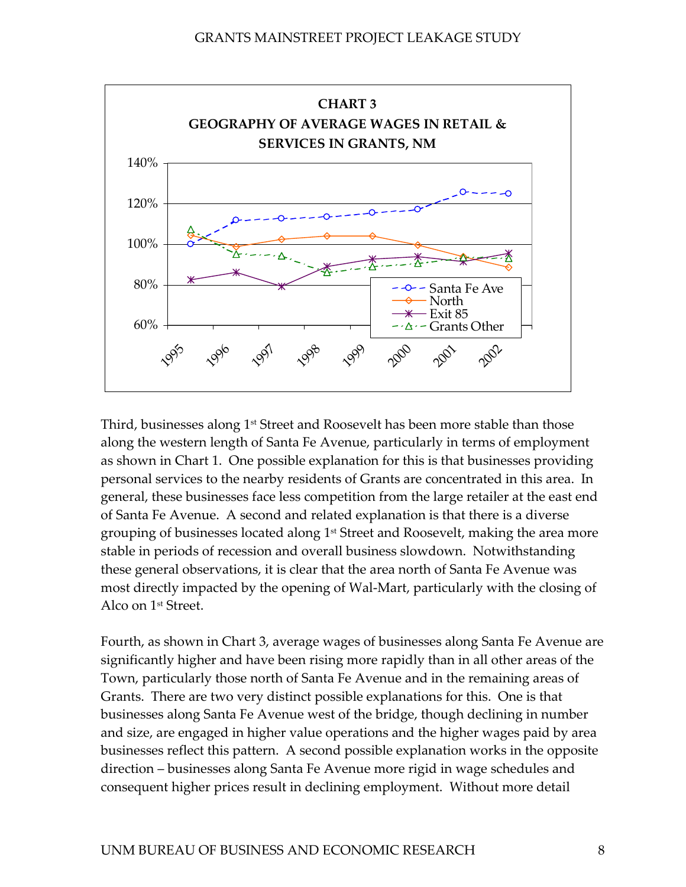**CHART 3**
**GEOGRAPHY OF AVERAGE WAGES IN RETAIL & SERVICES IN GRANTS, NM**

Third, businesses along 1st Street and Roosevelt has been more stable than those along the western length of Santa Fe Avenue, particularly in terms of employment as shown in Chart 1. One possible explanation for this is that businesses providing personal services to the nearby residents of Grants are concentrated in this area. In general, these businesses face less competition from the large retailer at the east end of Santa Fe Avenue. A second and related explanation is that there is a diverse grouping of businesses located along 1st Street and Roosevelt, making the area more stable in periods of recession and overall business slowdown. Notwithstanding these general observations, it is clear that the area north of Santa Fe Avenue was most directly impacted by the opening of Wal-Mart, particularly with the closing of Alco on 1st Street.

Fourth, as shown in Chart 3, average wages of businesses along Santa Fe Avenue are significantly higher and have been rising more rapidly than in all other areas of the Town, particularly those north of Santa Fe Avenue and in the remaining areas of Grants. There are two very distinct possible explanations for this. One is that businesses along Santa Fe Avenue west of the bridge, though declining in number and size, are engaged in higher value operations and the higher wages paid by area businesses reflect this pattern. A second possible explanation works in the opposite direction – businesses along Santa Fe Avenue more rigid in wage schedules and consequent higher prices result in declining employment. Without more detail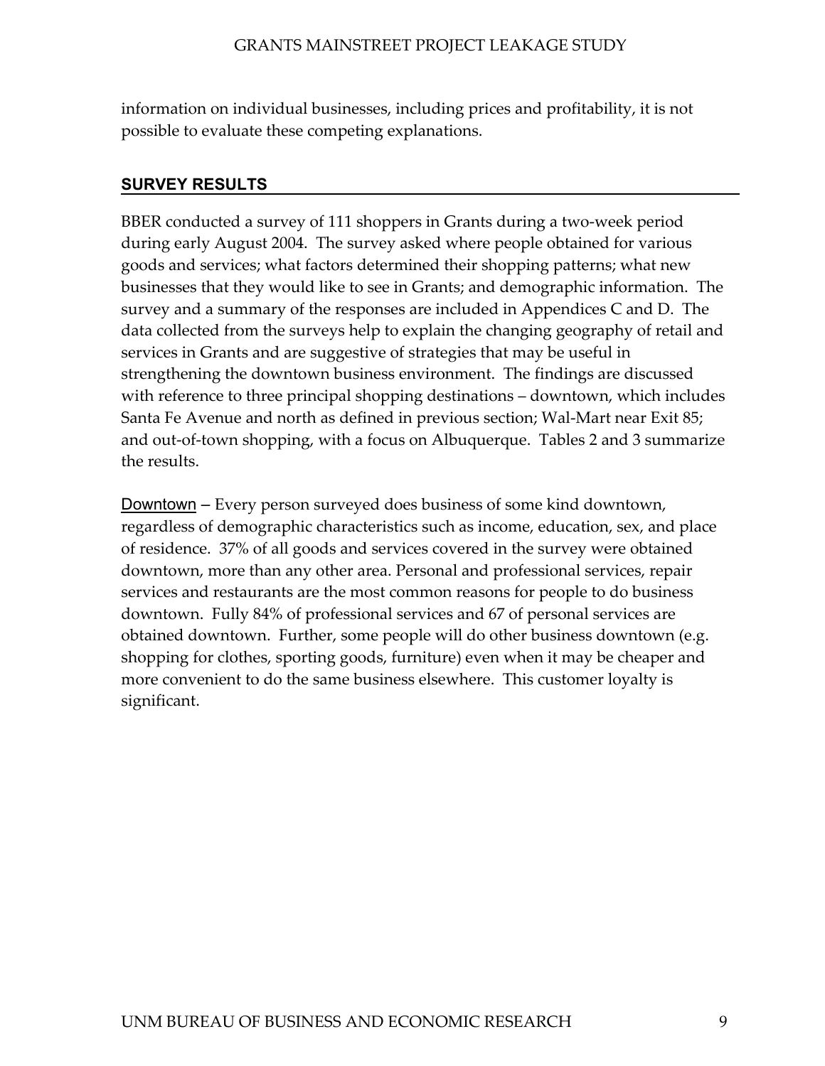information on individual businesses, including prices and profitability, it is not possible to evaluate these competing explanations.

## SURVEY RESULTS

BBER conducted a survey of 111 shoppers in Grants during a two-week period during early August 2004. The survey asked where people obtained for various goods and services; what factors determined their shopping patterns; what new businesses that they would like to see in Grants; and demographic information. The survey and a summary of the responses are included in Appendices C and D. The data collected from the surveys help to explain the changing geography of retail and services in Grants and are suggestive of strategies that may be useful in strengthening the downtown business environment. The findings are discussed with reference to three principal shopping destinations – downtown, which includes Santa Fe Avenue and north as defined in previous section; Wal-Mart near Exit 85; and out-of-town shopping, with a focus on Albuquerque. Tables 2 and 3 summarize the results.

Downtown – Every person surveyed does business of some kind downtown, regardless of demographic characteristics such as income, education, sex, and place of residence. 37% of all goods and services covered in the survey were obtained downtown, more than any other area. Personal and professional services, repair services and restaurants are the most common reasons for people to do business downtown. Fully 84% of professional services and 67 of personal services are obtained downtown. Further, some people will do other business downtown (e.g. shopping for clothes, sporting goods, furniture) even when it may be cheaper and more convenient to do the same business elsewhere. This customer loyalty is significant.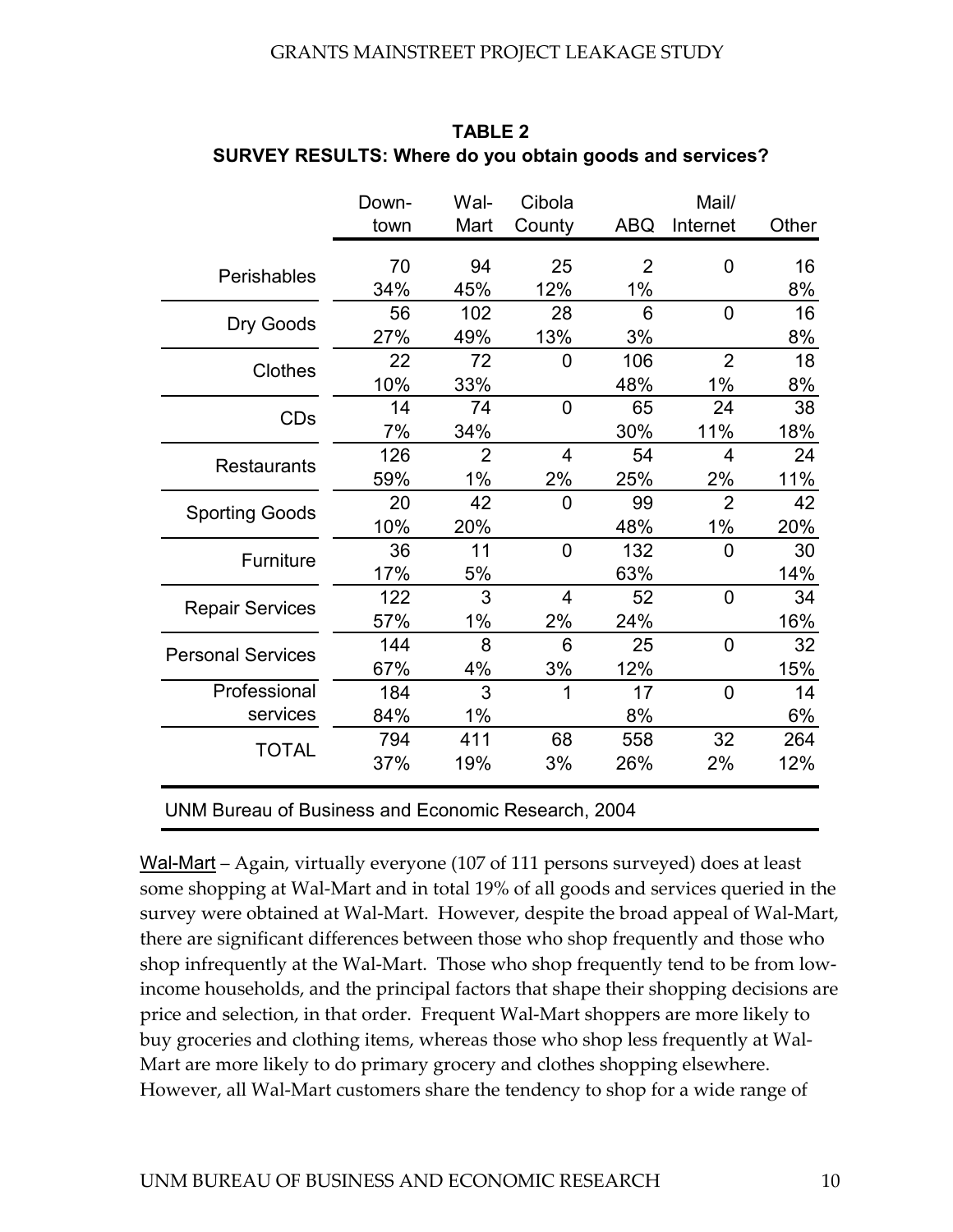**TABLE 2**
**SURVEY RESULTS: Where do you obtain goods and services?**

| | Down-town | Wal-Mart | Cibola County | ABQ | Mail/ Internet | Other |
|---|---|---|---|---|---|---|
| Perishables | 70 | 94 | 25 | 2 | 0 | 16 |
| | 34% | 45% | 12% | 1% | | 8% |
| Dry Goods | 56 | 102 | 28 | 6 | 0 | 16 |
| | 27% | 49% | 13% | 3% | | 8% |
| Clothes | 22 | 72 | 0 | 106 | 2 | 18 |
| | 10% | 33% | | 48% | 1% | 8% |
| CDs | 14 | 74 | 0 | 65 | 24 | 38 |
| | 7% | 34% | | 30% | 11% | 18% |
| Restaurants | 126 | 2 | 4 | 54 | 4 | 24 |
| | 59% | 1% | 2% | 25% | 2% | 11% |
| Sporting Goods | 20 | 42 | 0 | 99 | 2 | 42 |
| | 10% | 20% | | 48% | 1% | 20% |
| Furniture | 36 | 11 | 0 | 132 | 0 | 30 |
| | 17% | 5% | | 63% | | 14% |
| Repair Services | 122 | 3 | 4 | 52 | 0 | 34 |
| | 57% | 1% | 2% | 24% | | 16% |
| Personal Services | 144 | 8 | 6 | 25 | 0 | 32 |
| | 67% | 4% | 3% | 12% | | 15% |
| Professional services | 184 | 3 | 1 | 17 | 0 | 14 |
| | 84% | 1% | | 8% | | 6% |
| TOTAL | 794 | 411 | 68 | 558 | 32 | 264 |
| | 37% | 19% | 3% | 26% | 2% | 12% |

UNM Bureau of Business and Economic Research, 2004

Wal-Mart – Again, virtually everyone (107 of 111 persons surveyed) does at least some shopping at Wal-Mart and in total 19% of all goods and services queried in the survey were obtained at Wal-Mart. However, despite the broad appeal of Wal-Mart, there are significant differences between those who shop frequently and those who shop infrequently at the Wal-Mart. Those who shop frequently tend to be from low-income households, and the principal factors that shape their shopping decisions are price and selection, in that order. Frequent Wal-Mart shoppers are more likely to buy groceries and clothing items, whereas those who shop less frequently at Wal-Mart are more likely to do primary grocery and clothes shopping elsewhere. However, all Wal-Mart customers share the tendency to shop for a wide range of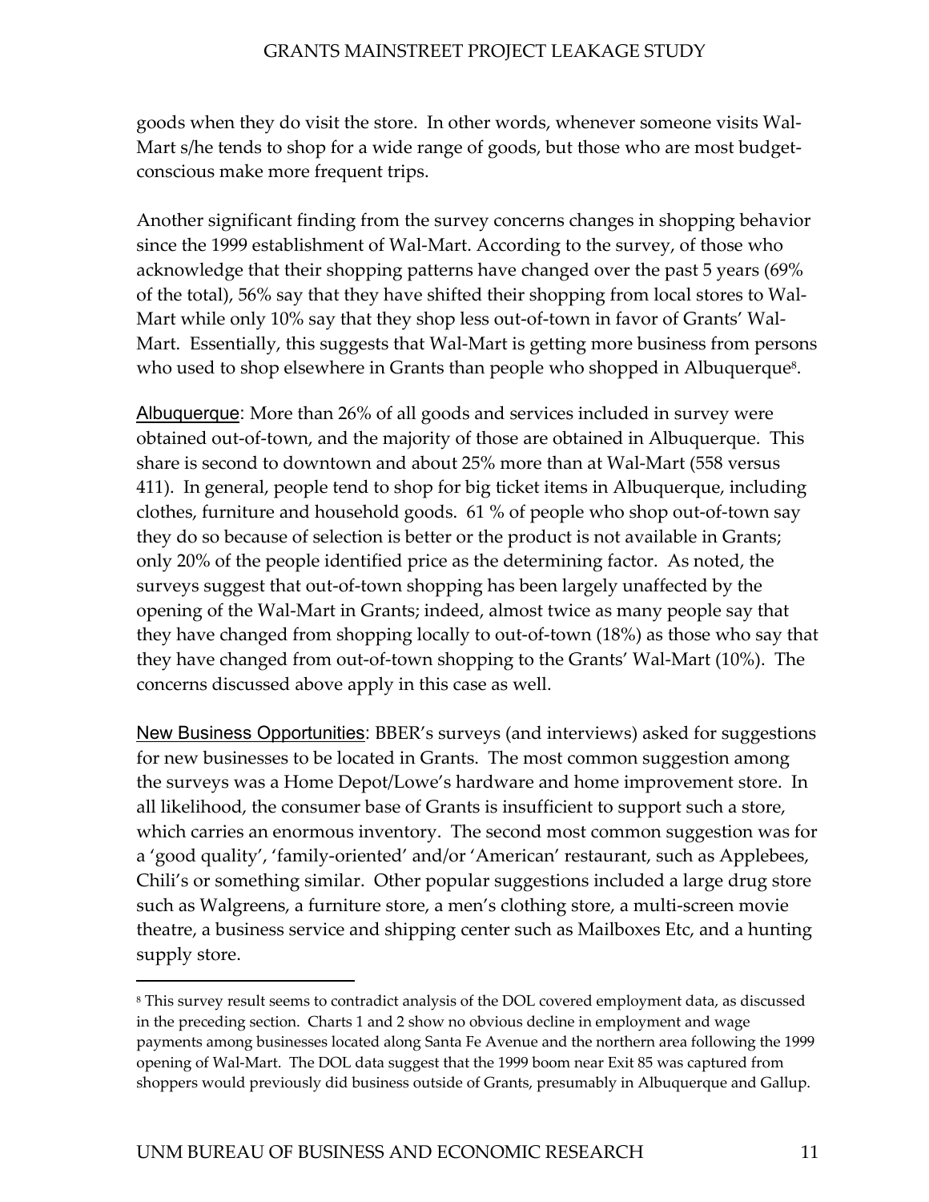goods when they do visit the store. In other words, whenever someone visits Wal-Mart s/he tends to shop for a wide range of goods, but those who are most budget-conscious make more frequent trips.

Another significant finding from the survey concerns changes in shopping behavior since the 1999 establishment of Wal-Mart. According to the survey, of those who acknowledge that their shopping patterns have changed over the past 5 years (69% of the total), 56% say that they have shifted their shopping from local stores to Wal-Mart while only 10% say that they shop less out-of-town in favor of Grants' Wal-Mart. Essentially, this suggests that Wal-Mart is getting more business from persons who used to shop elsewhere in Grants than people who shopped in Albuquerque[8].

<u>Albuquerque</u>: More than 26% of all goods and services included in survey were obtained out-of-town, and the majority of those are obtained in Albuquerque. This share is second to downtown and about 25% more than at Wal-Mart (558 versus 411). In general, people tend to shop for big ticket items in Albuquerque, including clothes, furniture and household goods. 61 % of people who shop out-of-town say they do so because of selection is better or the product is not available in Grants; only 20% of the people identified price as the determining factor. As noted, the surveys suggest that out-of-town shopping has been largely unaffected by the opening of the Wal-Mart in Grants; indeed, almost twice as many people say that they have changed from shopping locally to out-of-town (18%) as those who say that they have changed from out-of-town shopping to the Grants' Wal-Mart (10%). The concerns discussed above apply in this case as well.

<u>New Business Opportunities</u>: BBER's surveys (and interviews) asked for suggestions for new businesses to be located in Grants. The most common suggestion among the surveys was a Home Depot/Lowe's hardware and home improvement store. In all likelihood, the consumer base of Grants is insufficient to support such a store, which carries an enormous inventory. The second most common suggestion was for a 'good quality', 'family-oriented' and/or 'American' restaurant, such as Applebees, Chili's or something similar. Other popular suggestions included a large drug store such as Walgreens, a furniture store, a men's clothing store, a multi-screen movie theatre, a business service and shipping center such as Mailboxes Etc, and a hunting supply store.

---

[8] This survey result seems to contradict analysis of the DOL covered employment data, as discussed in the preceding section. Charts 1 and 2 show no obvious decline in employment and wage payments among businesses located along Santa Fe Avenue and the northern area following the 1999 opening of Wal-Mart. The DOL data suggest that the 1999 boom near Exit 85 was captured from shoppers would previously did business outside of Grants, presumably in Albuquerque and Gallup.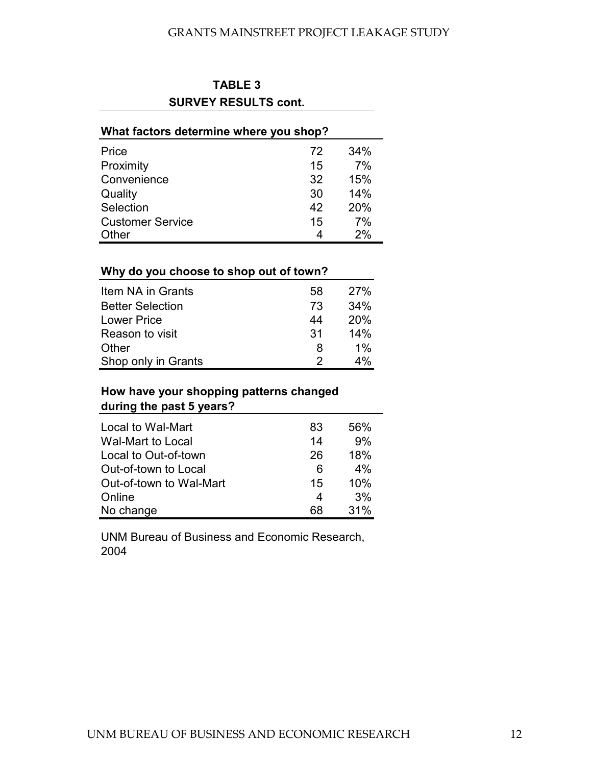**TABLE 3**

**SURVEY RESULTS cont.**

**What factors determine where you shop?**

| | | |
|---|---|---|
| Price | 72 | 34% |
| Proximity | 15 | 7% |
| Convenience | 32 | 15% |
| Quality | 30 | 14% |
| Selection | 42 | 20% |
| Customer Service | 15 | 7% |
| Other | 4 | 2% |

**Why do you choose to shop out of town?**

| | | |
|---|---|---|
| Item NA in Grants | 58 | 27% |
| Better Selection | 73 | 34% |
| Lower Price | 44 | 20% |
| Reason to visit | 31 | 14% |
| Other | 8 | 1% |
| Shop only in Grants | 2 | 4% |

**How have your shopping patterns changed during the past 5 years?**

| | | |
|---|---|---|
| Local to Wal-Mart | 83 | 56% |
| Wal-Mart to Local | 14 | 9% |
| Local to Out-of-town | 26 | 18% |
| Out-of-town to Local | 6 | 4% |
| Out-of-town to Wal-Mart | 15 | 10% |
| Online | 4 | 3% |
| No change | 68 | 31% |

UNM Bureau of Business and Economic Research, 2004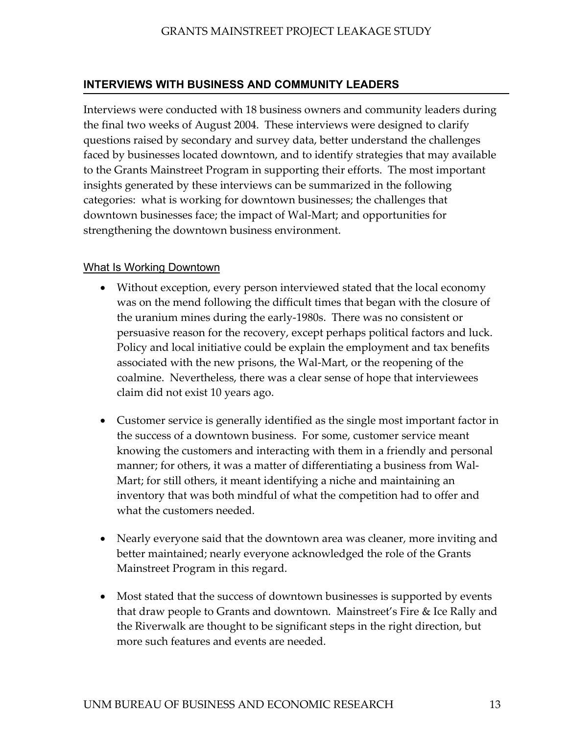## INTERVIEWS WITH BUSINESS AND COMMUNITY LEADERS

Interviews were conducted with 18 business owners and community leaders during the final two weeks of August 2004. These interviews were designed to clarify questions raised by secondary and survey data, better understand the challenges faced by businesses located downtown, and to identify strategies that may available to the Grants Mainstreet Program in supporting their efforts. The most important insights generated by these interviews can be summarized in the following categories: what is working for downtown businesses; the challenges that downtown businesses face; the impact of Wal-Mart; and opportunities for strengthening the downtown business environment.

### What Is Working Downtown

- Without exception, every person interviewed stated that the local economy was on the mend following the difficult times that began with the closure of the uranium mines during the early-1980s. There was no consistent or persuasive reason for the recovery, except perhaps political factors and luck. Policy and local initiative could be explain the employment and tax benefits associated with the new prisons, the Wal-Mart, or the reopening of the coalmine. Nevertheless, there was a clear sense of hope that interviewees claim did not exist 10 years ago.

- Customer service is generally identified as the single most important factor in the success of a downtown business. For some, customer service meant knowing the customers and interacting with them in a friendly and personal manner; for others, it was a matter of differentiating a business from Wal-Mart; for still others, it meant identifying a niche and maintaining an inventory that was both mindful of what the competition had to offer and what the customers needed.

- Nearly everyone said that the downtown area was cleaner, more inviting and better maintained; nearly everyone acknowledged the role of the Grants Mainstreet Program in this regard.

- Most stated that the success of downtown businesses is supported by events that draw people to Grants and downtown. Mainstreet's Fire & Ice Rally and the Riverwalk are thought to be significant steps in the right direction, but more such features and events are needed.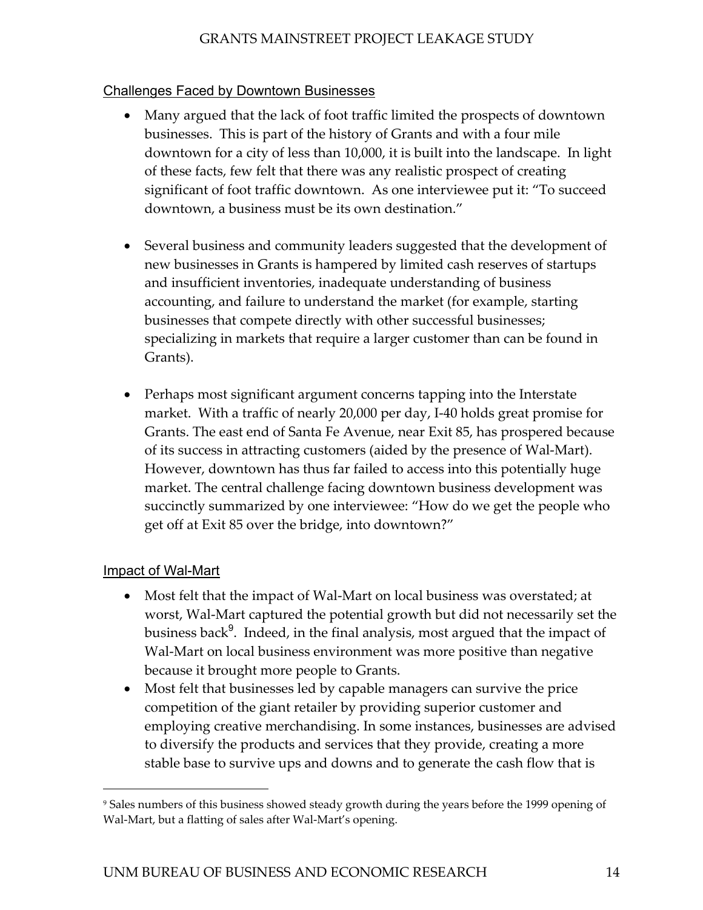## Challenges Faced by Downtown Businesses

- Many argued that the lack of foot traffic limited the prospects of downtown businesses. This is part of the history of Grants and with a four mile downtown for a city of less than 10,000, it is built into the landscape. In light of these facts, few felt that there was any realistic prospect of creating significant of foot traffic downtown. As one interviewee put it: "To succeed downtown, a business must be its own destination."

- Several business and community leaders suggested that the development of new businesses in Grants is hampered by limited cash reserves of startups and insufficient inventories, inadequate understanding of business accounting, and failure to understand the market (for example, starting businesses that compete directly with other successful businesses; specializing in markets that require a larger customer than can be found in Grants).

- Perhaps most significant argument concerns tapping into the Interstate market. With a traffic of nearly 20,000 per day, I-40 holds great promise for Grants. The east end of Santa Fe Avenue, near Exit 85, has prospered because of its success in attracting customers (aided by the presence of Wal-Mart). However, downtown has thus far failed to access into this potentially huge market. The central challenge facing downtown business development was succinctly summarized by one interviewee: "How do we get the people who get off at Exit 85 over the bridge, into downtown?"

## Impact of Wal-Mart

- Most felt that the impact of Wal-Mart on local business was overstated; at worst, Wal-Mart captured the potential growth but did not necessarily set the business back[9]. Indeed, in the final analysis, most argued that the impact of Wal-Mart on local business environment was more positive than negative because it brought more people to Grants.
- Most felt that businesses led by capable managers can survive the price competition of the giant retailer by providing superior customer and employing creative merchandising. In some instances, businesses are advised to diversify the products and services that they provide, creating a more stable base to survive ups and downs and to generate the cash flow that is

[9] Sales numbers of this business showed steady growth during the years before the 1999 opening of Wal-Mart, but a flatting of sales after Wal-Mart's opening.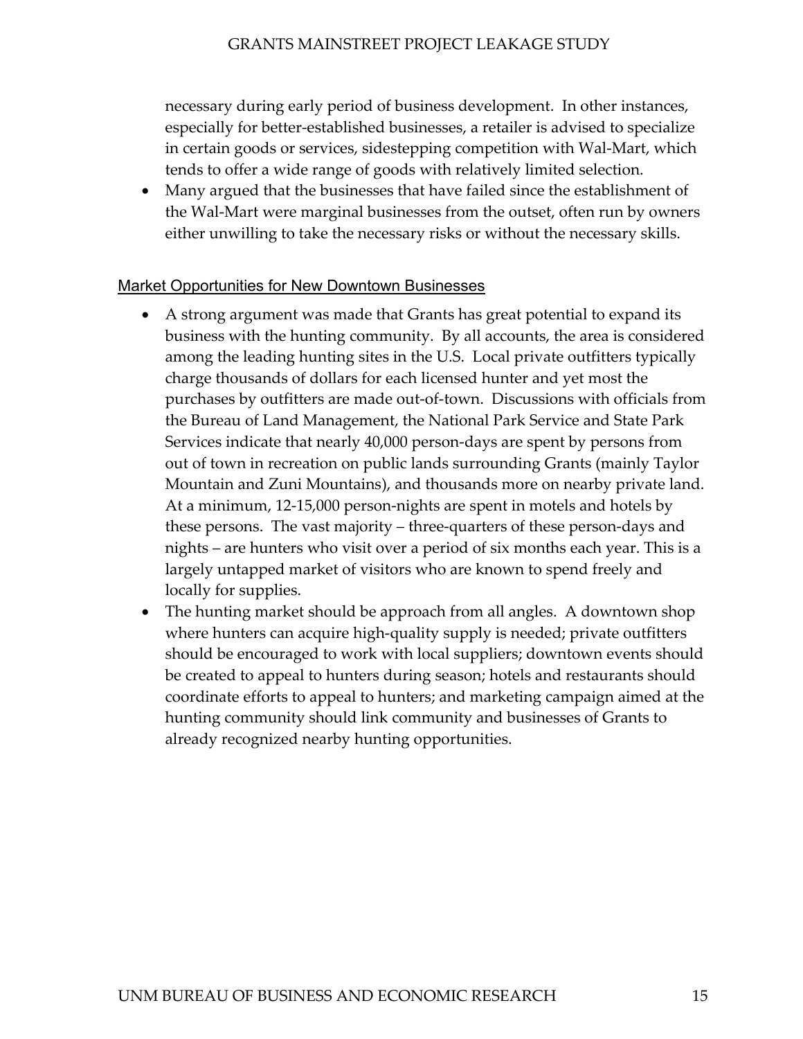necessary during early period of business development. In other instances, especially for better-established businesses, a retailer is advised to specialize in certain goods or services, sidestepping competition with Wal-Mart, which tends to offer a wide range of goods with relatively limited selection.

- Many argued that the businesses that have failed since the establishment of the Wal-Mart were marginal businesses from the outset, often run by owners either unwilling to take the necessary risks or without the necessary skills.

## Market Opportunities for New Downtown Businesses

- A strong argument was made that Grants has great potential to expand its business with the hunting community. By all accounts, the area is considered among the leading hunting sites in the U.S. Local private outfitters typically charge thousands of dollars for each licensed hunter and yet most the purchases by outfitters are made out-of-town. Discussions with officials from the Bureau of Land Management, the National Park Service and State Park Services indicate that nearly 40,000 person-days are spent by persons from out of town in recreation on public lands surrounding Grants (mainly Taylor Mountain and Zuni Mountains), and thousands more on nearby private land. At a minimum, 12-15,000 person-nights are spent in motels and hotels by these persons. The vast majority – three-quarters of these person-days and nights – are hunters who visit over a period of six months each year. This is a largely untapped market of visitors who are known to spend freely and locally for supplies.
- The hunting market should be approach from all angles. A downtown shop where hunters can acquire high-quality supply is needed; private outfitters should be encouraged to work with local suppliers; downtown events should be created to appeal to hunters during season; hotels and restaurants should coordinate efforts to appeal to hunters; and marketing campaign aimed at the hunting community should link community and businesses of Grants to already recognized nearby hunting opportunities.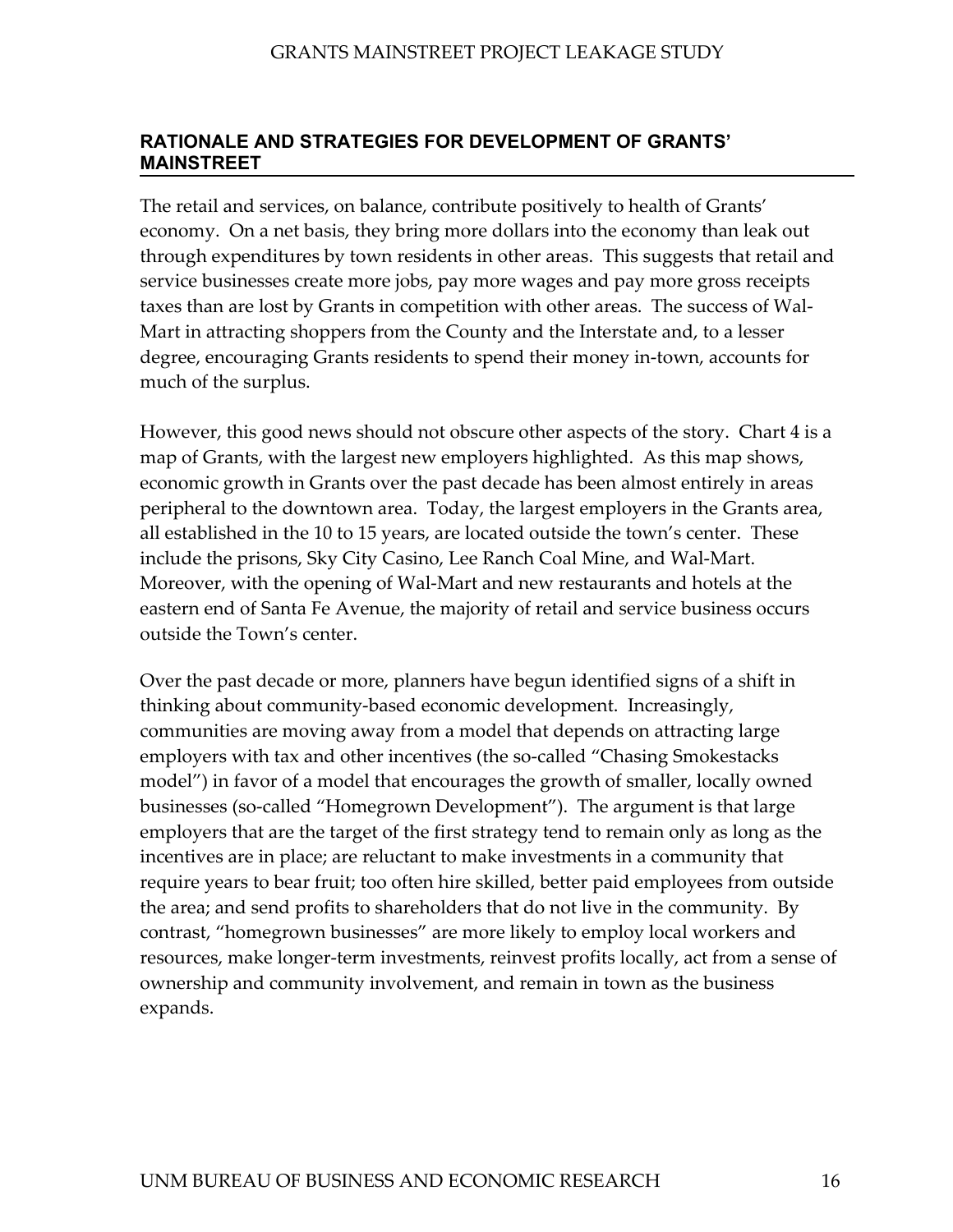## RATIONALE AND STRATEGIES FOR DEVELOPMENT OF GRANTS' MAINSTREET

The retail and services, on balance, contribute positively to health of Grants' economy. On a net basis, they bring more dollars into the economy than leak out through expenditures by town residents in other areas. This suggests that retail and service businesses create more jobs, pay more wages and pay more gross receipts taxes than are lost by Grants in competition with other areas. The success of Wal-Mart in attracting shoppers from the County and the Interstate and, to a lesser degree, encouraging Grants residents to spend their money in-town, accounts for much of the surplus.

However, this good news should not obscure other aspects of the story. Chart 4 is a map of Grants, with the largest new employers highlighted. As this map shows, economic growth in Grants over the past decade has been almost entirely in areas peripheral to the downtown area. Today, the largest employers in the Grants area, all established in the 10 to 15 years, are located outside the town's center. These include the prisons, Sky City Casino, Lee Ranch Coal Mine, and Wal-Mart. Moreover, with the opening of Wal-Mart and new restaurants and hotels at the eastern end of Santa Fe Avenue, the majority of retail and service business occurs outside the Town's center.

Over the past decade or more, planners have begun identified signs of a shift in thinking about community-based economic development. Increasingly, communities are moving away from a model that depends on attracting large employers with tax and other incentives (the so-called "Chasing Smokestacks model") in favor of a model that encourages the growth of smaller, locally owned businesses (so-called "Homegrown Development"). The argument is that large employers that are the target of the first strategy tend to remain only as long as the incentives are in place; are reluctant to make investments in a community that require years to bear fruit; too often hire skilled, better paid employees from outside the area; and send profits to shareholders that do not live in the community. By contrast, "homegrown businesses" are more likely to employ local workers and resources, make longer-term investments, reinvest profits locally, act from a sense of ownership and community involvement, and remain in town as the business expands.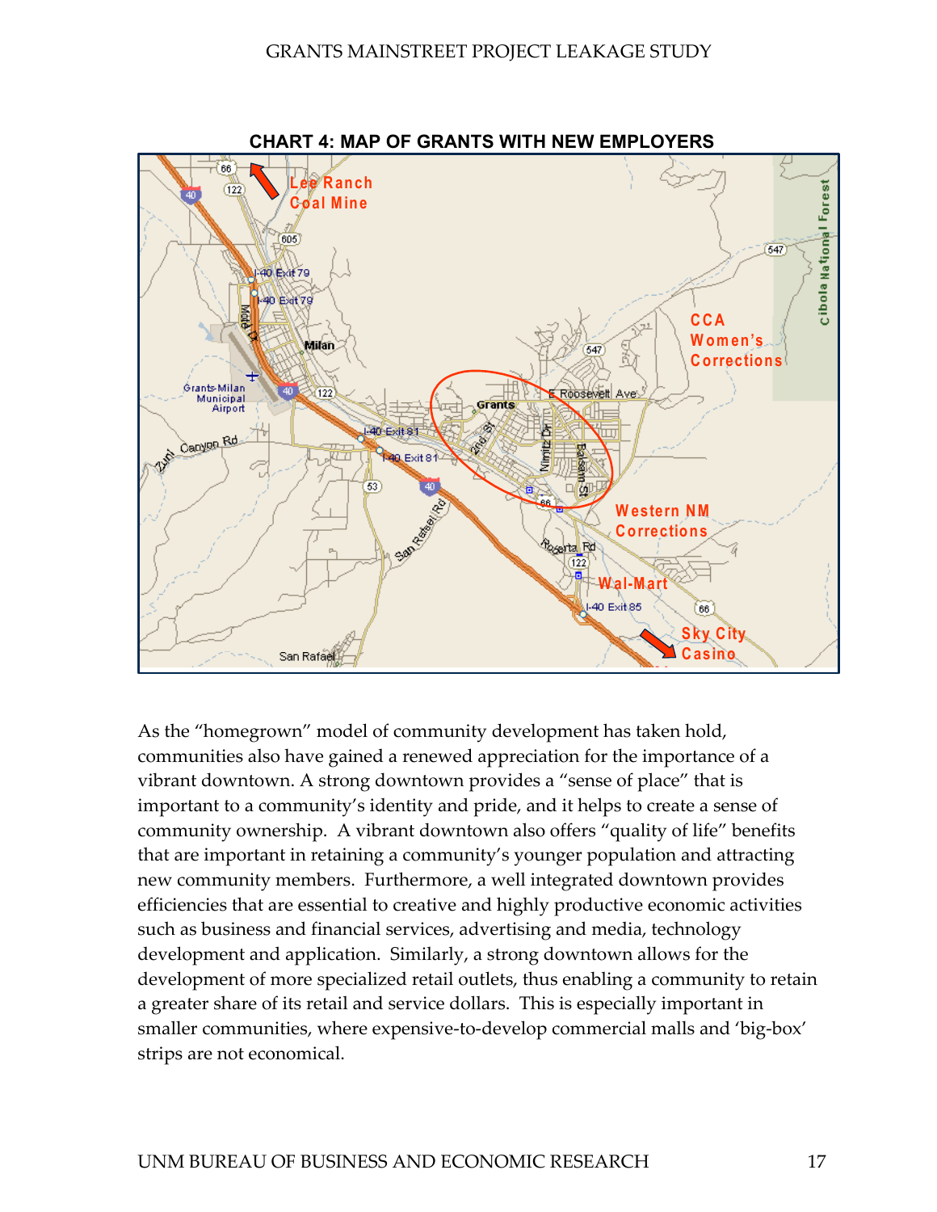**CHART 4: MAP OF GRANTS WITH NEW EMPLOYERS**

As the "homegrown" model of community development has taken hold, communities also have gained a renewed appreciation for the importance of a vibrant downtown. A strong downtown provides a "sense of place" that is important to a community's identity and pride, and it helps to create a sense of community ownership. A vibrant downtown also offers "quality of life" benefits that are important in retaining a community's younger population and attracting new community members. Furthermore, a well integrated downtown provides efficiencies that are essential to creative and highly productive economic activities such as business and financial services, advertising and media, technology development and application. Similarly, a strong downtown allows for the development of more specialized retail outlets, thus enabling a community to retain a greater share of its retail and service dollars. This is especially important in smaller communities, where expensive-to-develop commercial malls and 'big-box' strips are not economical.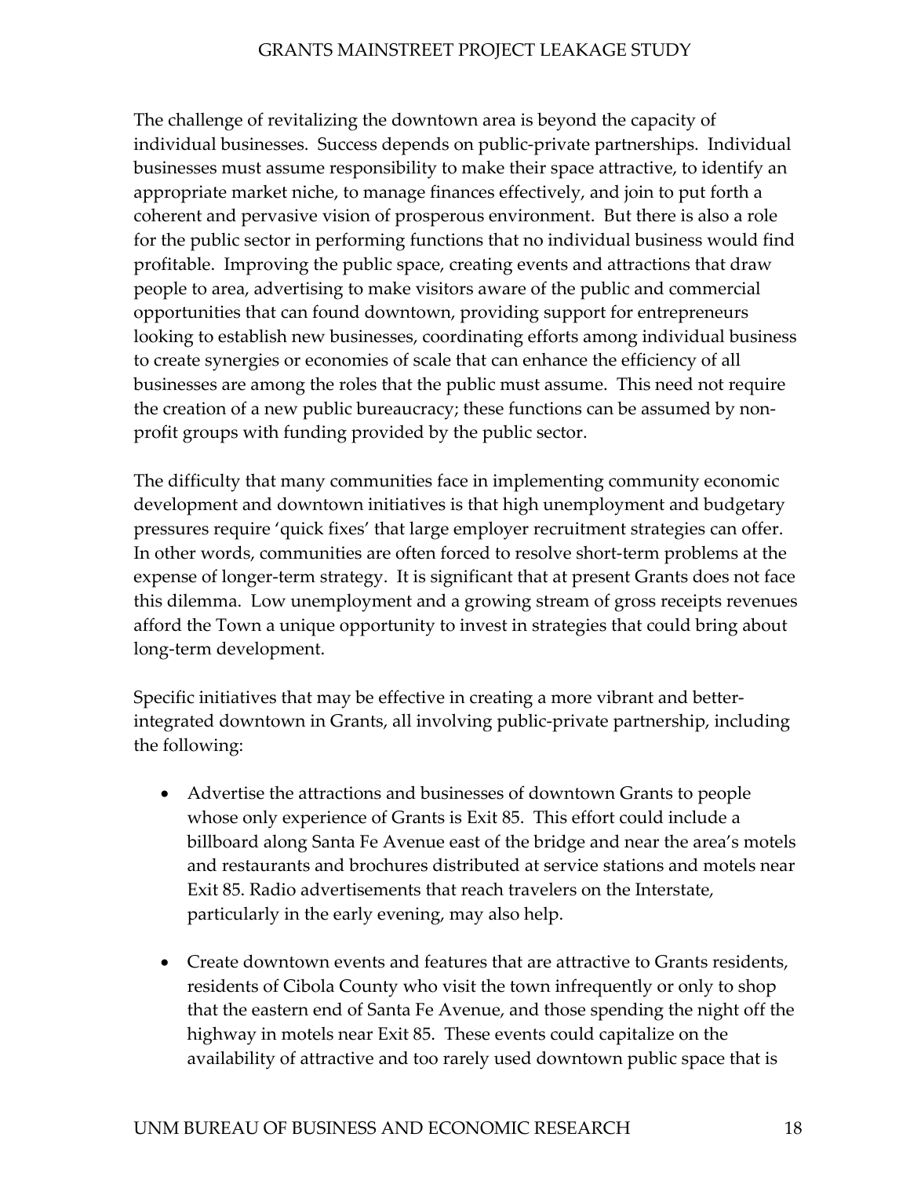The challenge of revitalizing the downtown area is beyond the capacity of individual businesses. Success depends on public-private partnerships. Individual businesses must assume responsibility to make their space attractive, to identify an appropriate market niche, to manage finances effectively, and join to put forth a coherent and pervasive vision of prosperous environment. But there is also a role for the public sector in performing functions that no individual business would find profitable. Improving the public space, creating events and attractions that draw people to area, advertising to make visitors aware of the public and commercial opportunities that can found downtown, providing support for entrepreneurs looking to establish new businesses, coordinating efforts among individual business to create synergies or economies of scale that can enhance the efficiency of all businesses are among the roles that the public must assume. This need not require the creation of a new public bureaucracy; these functions can be assumed by non-profit groups with funding provided by the public sector.

The difficulty that many communities face in implementing community economic development and downtown initiatives is that high unemployment and budgetary pressures require 'quick fixes' that large employer recruitment strategies can offer. In other words, communities are often forced to resolve short-term problems at the expense of longer-term strategy. It is significant that at present Grants does not face this dilemma. Low unemployment and a growing stream of gross receipts revenues afford the Town a unique opportunity to invest in strategies that could bring about long-term development.

Specific initiatives that may be effective in creating a more vibrant and better-integrated downtown in Grants, all involving public-private partnership, including the following:

- Advertise the attractions and businesses of downtown Grants to people whose only experience of Grants is Exit 85. This effort could include a billboard along Santa Fe Avenue east of the bridge and near the area's motels and restaurants and brochures distributed at service stations and motels near Exit 85. Radio advertisements that reach travelers on the Interstate, particularly in the early evening, may also help.

- Create downtown events and features that are attractive to Grants residents, residents of Cibola County who visit the town infrequently or only to shop that the eastern end of Santa Fe Avenue, and those spending the night off the highway in motels near Exit 85. These events could capitalize on the availability of attractive and too rarely used downtown public space that is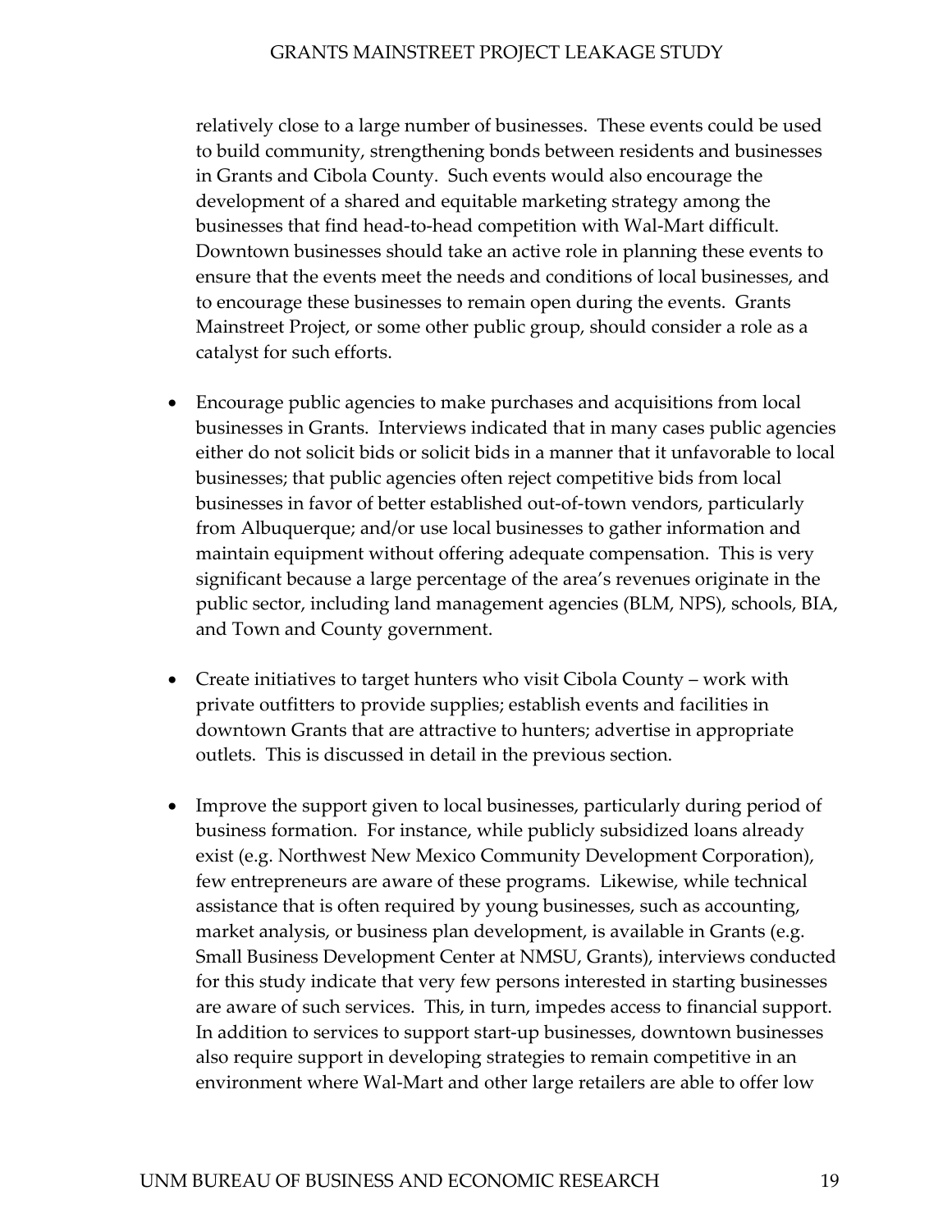relatively close to a large number of businesses. These events could be used to build community, strengthening bonds between residents and businesses in Grants and Cibola County. Such events would also encourage the development of a shared and equitable marketing strategy among the businesses that find head-to-head competition with Wal-Mart difficult. Downtown businesses should take an active role in planning these events to ensure that the events meet the needs and conditions of local businesses, and to encourage these businesses to remain open during the events. Grants Mainstreet Project, or some other public group, should consider a role as a catalyst for such efforts.

- Encourage public agencies to make purchases and acquisitions from local businesses in Grants. Interviews indicated that in many cases public agencies either do not solicit bids or solicit bids in a manner that it unfavorable to local businesses; that public agencies often reject competitive bids from local businesses in favor of better established out-of-town vendors, particularly from Albuquerque; and/or use local businesses to gather information and maintain equipment without offering adequate compensation. This is very significant because a large percentage of the area's revenues originate in the public sector, including land management agencies (BLM, NPS), schools, BIA, and Town and County government.

- Create initiatives to target hunters who visit Cibola County – work with private outfitters to provide supplies; establish events and facilities in downtown Grants that are attractive to hunters; advertise in appropriate outlets. This is discussed in detail in the previous section.

- Improve the support given to local businesses, particularly during period of business formation. For instance, while publicly subsidized loans already exist (e.g. Northwest New Mexico Community Development Corporation), few entrepreneurs are aware of these programs. Likewise, while technical assistance that is often required by young businesses, such as accounting, market analysis, or business plan development, is available in Grants (e.g. Small Business Development Center at NMSU, Grants), interviews conducted for this study indicate that very few persons interested in starting businesses are aware of such services. This, in turn, impedes access to financial support. In addition to services to support start-up businesses, downtown businesses also require support in developing strategies to remain competitive in an environment where Wal-Mart and other large retailers are able to offer low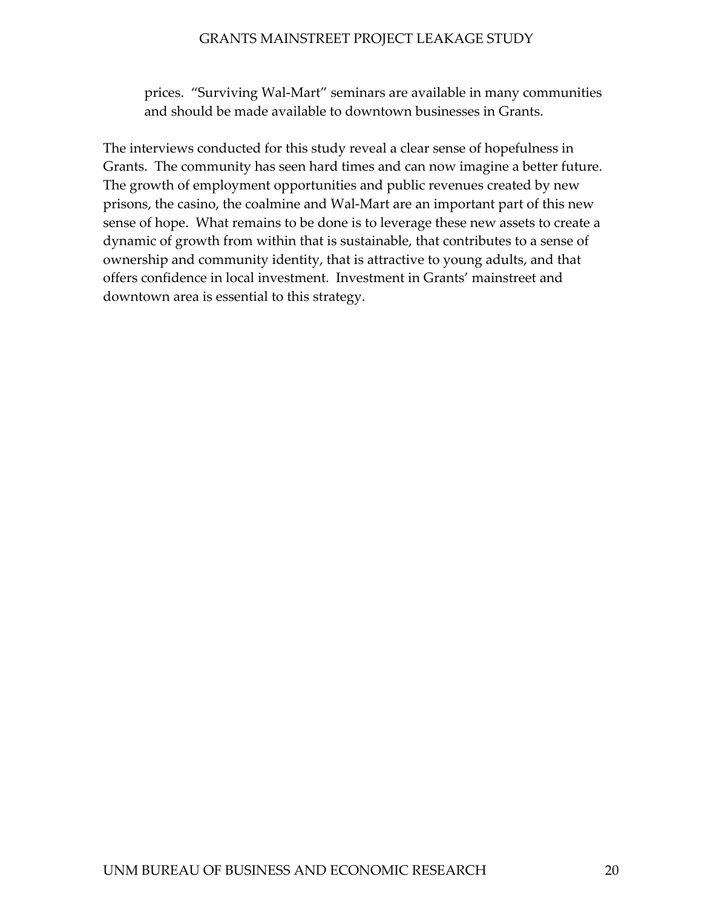prices. "Surviving Wal-Mart" seminars are available in many communities and should be made available to downtown businesses in Grants.

The interviews conducted for this study reveal a clear sense of hopefulness in Grants. The community has seen hard times and can now imagine a better future. The growth of employment opportunities and public revenues created by new prisons, the casino, the coalmine and Wal-Mart are an important part of this new sense of hope. What remains to be done is to leverage these new assets to create a dynamic of growth from within that is sustainable, that contributes to a sense of ownership and community identity, that is attractive to young adults, and that offers confidence in local investment. Investment in Grants' mainstreet and downtown area is essential to this strategy.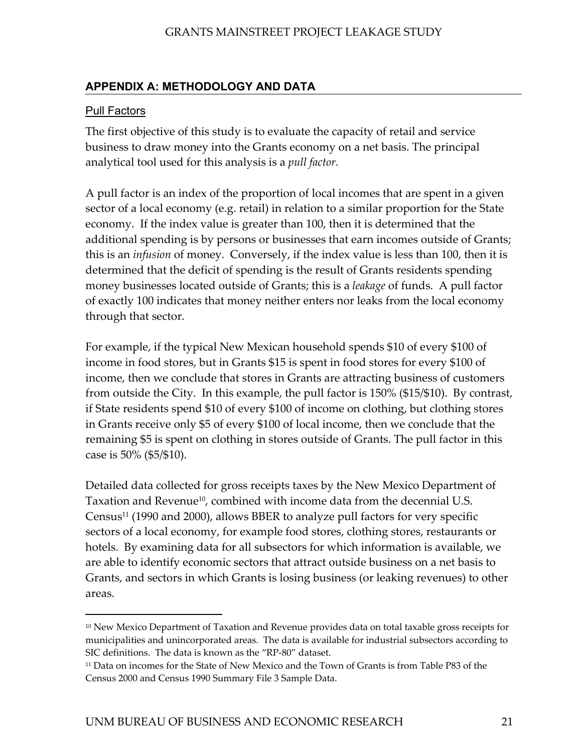## APPENDIX A: METHODOLOGY AND DATA

### Pull Factors

The first objective of this study is to evaluate the capacity of retail and service business to draw money into the Grants economy on a net basis. The principal analytical tool used for this analysis is a *pull factor*.

A pull factor is an index of the proportion of local incomes that are spent in a given sector of a local economy (e.g. retail) in relation to a similar proportion for the State economy. If the index value is greater than 100, then it is determined that the additional spending is by persons or businesses that earn incomes outside of Grants; this is an *infusion* of money. Conversely, if the index value is less than 100, then it is determined that the deficit of spending is the result of Grants residents spending money businesses located outside of Grants; this is a *leakage* of funds. A pull factor of exactly 100 indicates that money neither enters nor leaks from the local economy through that sector.

For example, if the typical New Mexican household spends $10 of every $100 of income in food stores, but in Grants $15 is spent in food stores for every $100 of income, then we conclude that stores in Grants are attracting business of customers from outside the City. In this example, the pull factor is 150% ($15/$10). By contrast, if State residents spend $10 of every $100 of income on clothing, but clothing stores in Grants receive only $5 of every $100 of local income, then we conclude that the remaining $5 is spent on clothing in stores outside of Grants. The pull factor in this case is 50% ($5/$10).

Detailed data collected for gross receipts taxes by the New Mexico Department of Taxation and Revenue[10], combined with income data from the decennial U.S. Census[11] (1990 and 2000), allows BBER to analyze pull factors for very specific sectors of a local economy, for example food stores, clothing stores, restaurants or hotels. By examining data for all subsectors for which information is available, we are able to identify economic sectors that attract outside business on a net basis to Grants, and sectors in which Grants is losing business (or leaking revenues) to other areas.

---

[10] New Mexico Department of Taxation and Revenue provides data on total taxable gross receipts for municipalities and unincorporated areas. The data is available for industrial subsectors according to SIC definitions. The data is known as the "RP-80" dataset.

[11] Data on incomes for the State of New Mexico and the Town of Grants is from Table P83 of the Census 2000 and Census 1990 Summary File 3 Sample Data.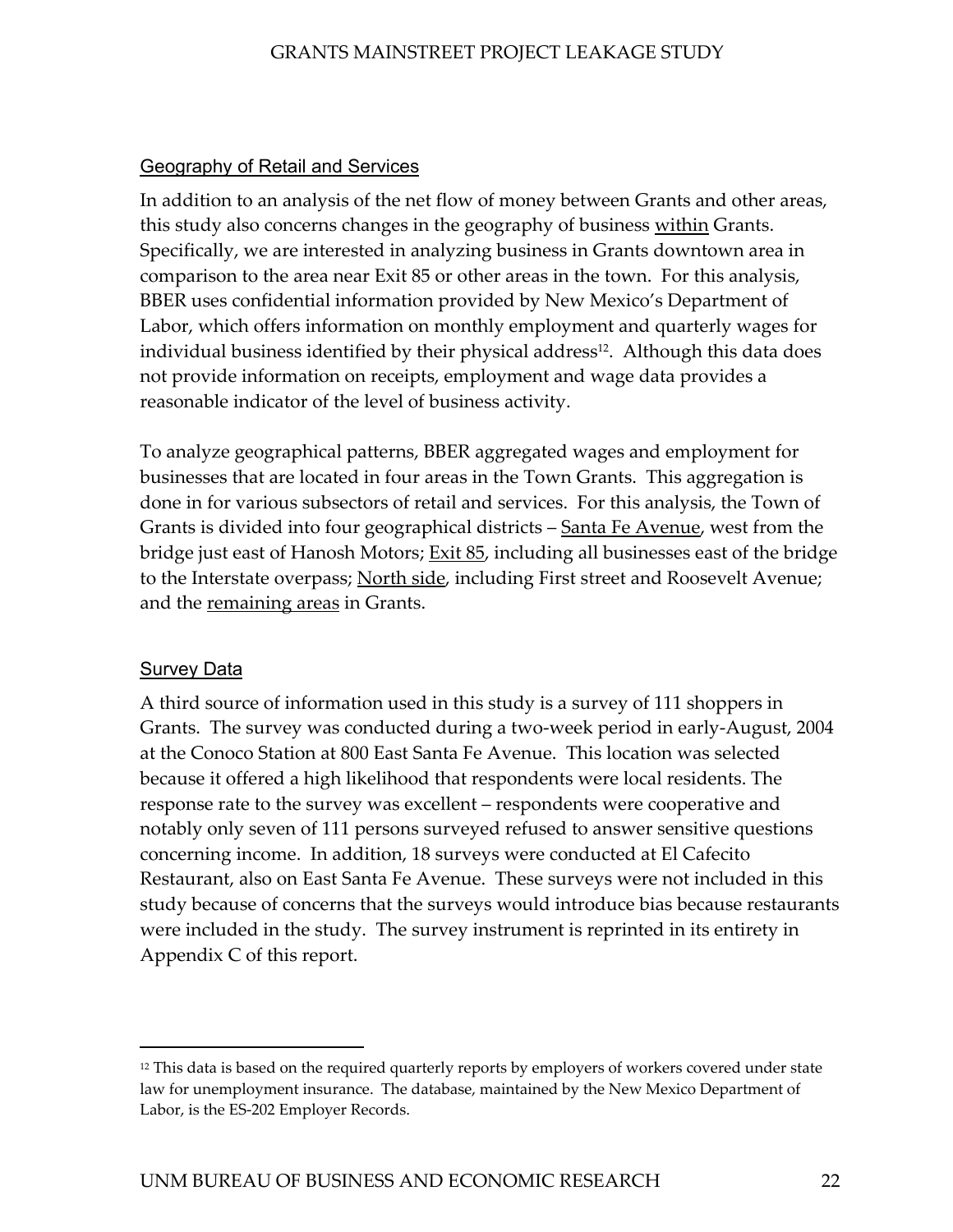## Geography of Retail and Services

In addition to an analysis of the net flow of money between Grants and other areas, this study also concerns changes in the geography of business within Grants. Specifically, we are interested in analyzing business in Grants downtown area in comparison to the area near Exit 85 or other areas in the town. For this analysis, BBER uses confidential information provided by New Mexico's Department of Labor, which offers information on monthly employment and quarterly wages for individual business identified by their physical address[12]. Although this data does not provide information on receipts, employment and wage data provides a reasonable indicator of the level of business activity.

To analyze geographical patterns, BBER aggregated wages and employment for businesses that are located in four areas in the Town Grants. This aggregation is done in for various subsectors of retail and services. For this analysis, the Town of Grants is divided into four geographical districts – Santa Fe Avenue, west from the bridge just east of Hanosh Motors; Exit 85, including all businesses east of the bridge to the Interstate overpass; North side, including First street and Roosevelt Avenue; and the remaining areas in Grants.

## Survey Data

A third source of information used in this study is a survey of 111 shoppers in Grants. The survey was conducted during a two-week period in early-August, 2004 at the Conoco Station at 800 East Santa Fe Avenue. This location was selected because it offered a high likelihood that respondents were local residents. The response rate to the survey was excellent – respondents were cooperative and notably only seven of 111 persons surveyed refused to answer sensitive questions concerning income. In addition, 18 surveys were conducted at El Cafecito Restaurant, also on East Santa Fe Avenue. These surveys were not included in this study because of concerns that the surveys would introduce bias because restaurants were included in the study. The survey instrument is reprinted in its entirety in Appendix C of this report.

---

[12] This data is based on the required quarterly reports by employers of workers covered under state law for unemployment insurance. The database, maintained by the New Mexico Department of Labor, is the ES-202 Employer Records.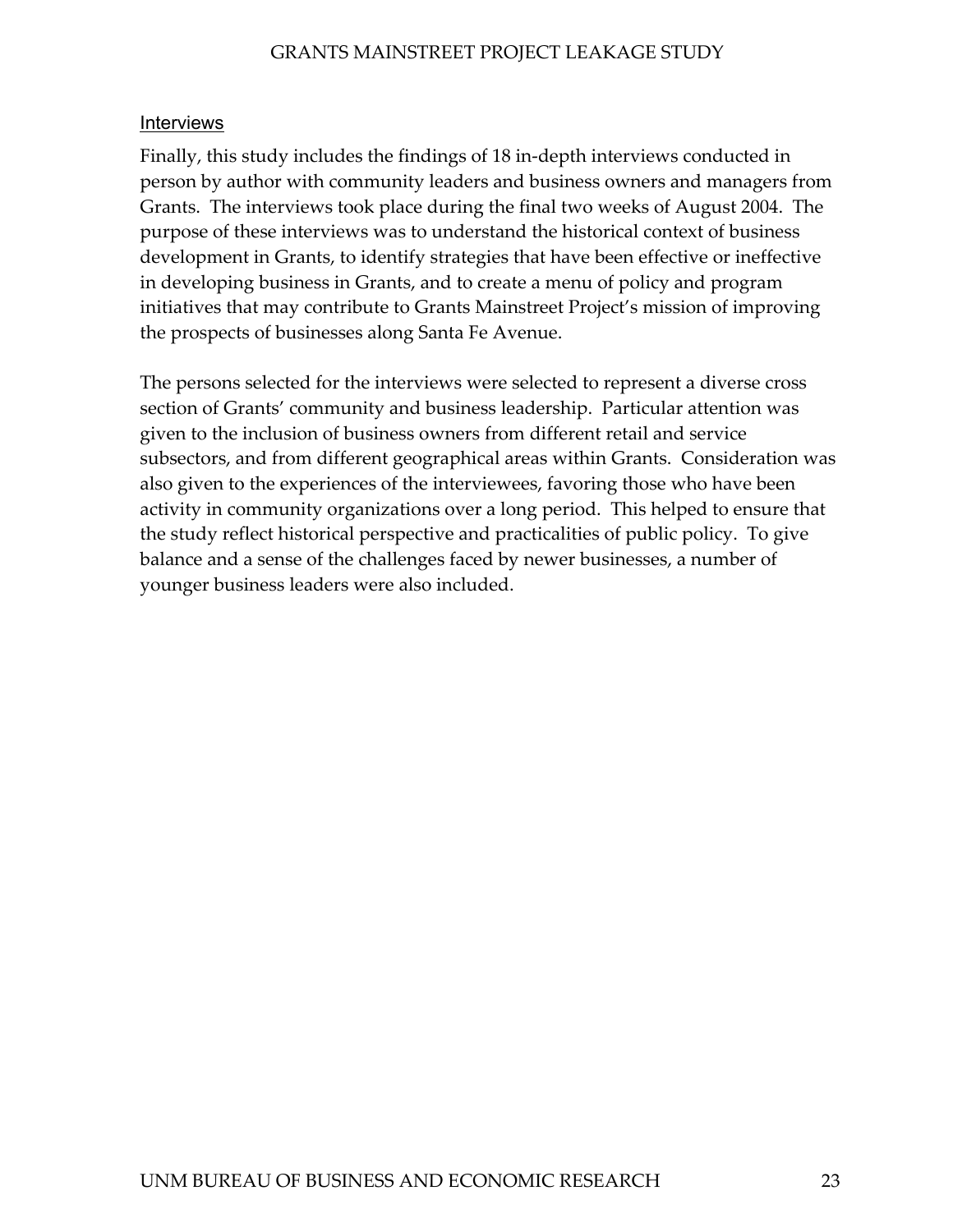### Interviews

Finally, this study includes the findings of 18 in-depth interviews conducted in person by author with community leaders and business owners and managers from Grants. The interviews took place during the final two weeks of August 2004. The purpose of these interviews was to understand the historical context of business development in Grants, to identify strategies that have been effective or ineffective in developing business in Grants, and to create a menu of policy and program initiatives that may contribute to Grants Mainstreet Project's mission of improving the prospects of businesses along Santa Fe Avenue.

The persons selected for the interviews were selected to represent a diverse cross section of Grants' community and business leadership. Particular attention was given to the inclusion of business owners from different retail and service subsectors, and from different geographical areas within Grants. Consideration was also given to the experiences of the interviewees, favoring those who have been activity in community organizations over a long period. This helped to ensure that the study reflect historical perspective and practicalities of public policy. To give balance and a sense of the challenges faced by newer businesses, a number of younger business leaders were also included.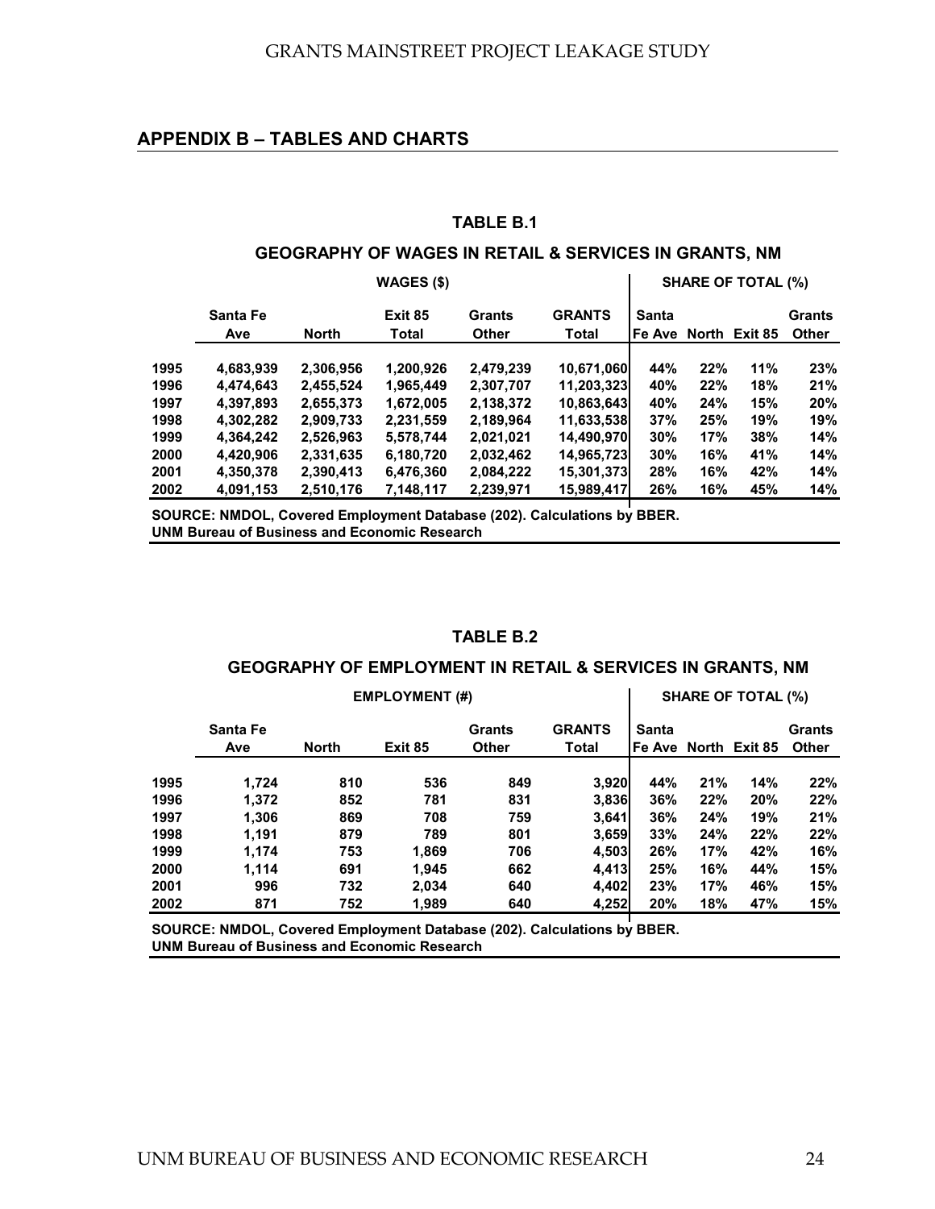## APPENDIX B – TABLES AND CHARTS

### TABLE B.1

### GEOGRAPHY OF WAGES IN RETAIL & SERVICES IN GRANTS, NM

| | WAGES ($) | | | | | SHARE OF TOTAL (%) | | | |
|---|---|---|---|---|---|---|---|---|---|
| | Santa Fe Ave | North | Exit 85 Total | Grants Other | GRANTS Total | Santa Fe Ave | North | Exit 85 | Grants Other |
| 1995 | 4,683,939 | 2,306,956 | 1,200,926 | 2,479,239 | 10,671,060 | 44% | 22% | 11% | 23% |
| 1996 | 4,474,643 | 2,455,524 | 1,965,449 | 2,307,707 | 11,203,323 | 40% | 22% | 18% | 21% |
| 1997 | 4,397,893 | 2,655,373 | 1,672,005 | 2,138,372 | 10,863,643 | 40% | 24% | 15% | 20% |
| 1998 | 4,302,282 | 2,909,733 | 2,231,559 | 2,189,964 | 11,633,538 | 37% | 25% | 19% | 19% |
| 1999 | 4,364,242 | 2,526,963 | 5,578,744 | 2,021,021 | 14,490,970 | 30% | 17% | 38% | 14% |
| 2000 | 4,420,906 | 2,331,635 | 6,180,720 | 2,032,462 | 14,965,723 | 30% | 16% | 41% | 14% |
| 2001 | 4,350,378 | 2,390,413 | 6,476,360 | 2,084,222 | 15,301,373 | 28% | 16% | 42% | 14% |
| 2002 | 4,091,153 | 2,510,176 | 7,148,117 | 2,239,971 | 15,989,417 | 26% | 16% | 45% | 14% |

SOURCE: NMDOL, Covered Employment Database (202). Calculations by BBER.
UNM Bureau of Business and Economic Research

### TABLE B.2

### GEOGRAPHY OF EMPLOYMENT IN RETAIL & SERVICES IN GRANTS, NM

| | EMPLOYMENT (#) | | | | | SHARE OF TOTAL (%) | | | |
|---|---|---|---|---|---|---|---|---|---|
| | Santa Fe Ave | North | Exit 85 | Grants Other | GRANTS Total | Santa Fe Ave | North | Exit 85 | Grants Other |
| 1995 | 1,724 | 810 | 536 | 849 | 3,920 | 44% | 21% | 14% | 22% |
| 1996 | 1,372 | 852 | 781 | 831 | 3,836 | 36% | 22% | 20% | 22% |
| 1997 | 1,306 | 869 | 708 | 759 | 3,641 | 36% | 24% | 19% | 21% |
| 1998 | 1,191 | 879 | 789 | 801 | 3,659 | 33% | 24% | 22% | 22% |
| 1999 | 1,174 | 753 | 1,869 | 706 | 4,503 | 26% | 17% | 42% | 16% |
| 2000 | 1,114 | 691 | 1,945 | 662 | 4,413 | 25% | 16% | 44% | 15% |
| 2001 | 996 | 732 | 2,034 | 640 | 4,402 | 23% | 17% | 46% | 15% |
| 2002 | 871 | 752 | 1,989 | 640 | 4,252 | 20% | 18% | 47% | 15% |

SOURCE: NMDOL, Covered Employment Database (202). Calculations by BBER.
UNM Bureau of Business and Economic Research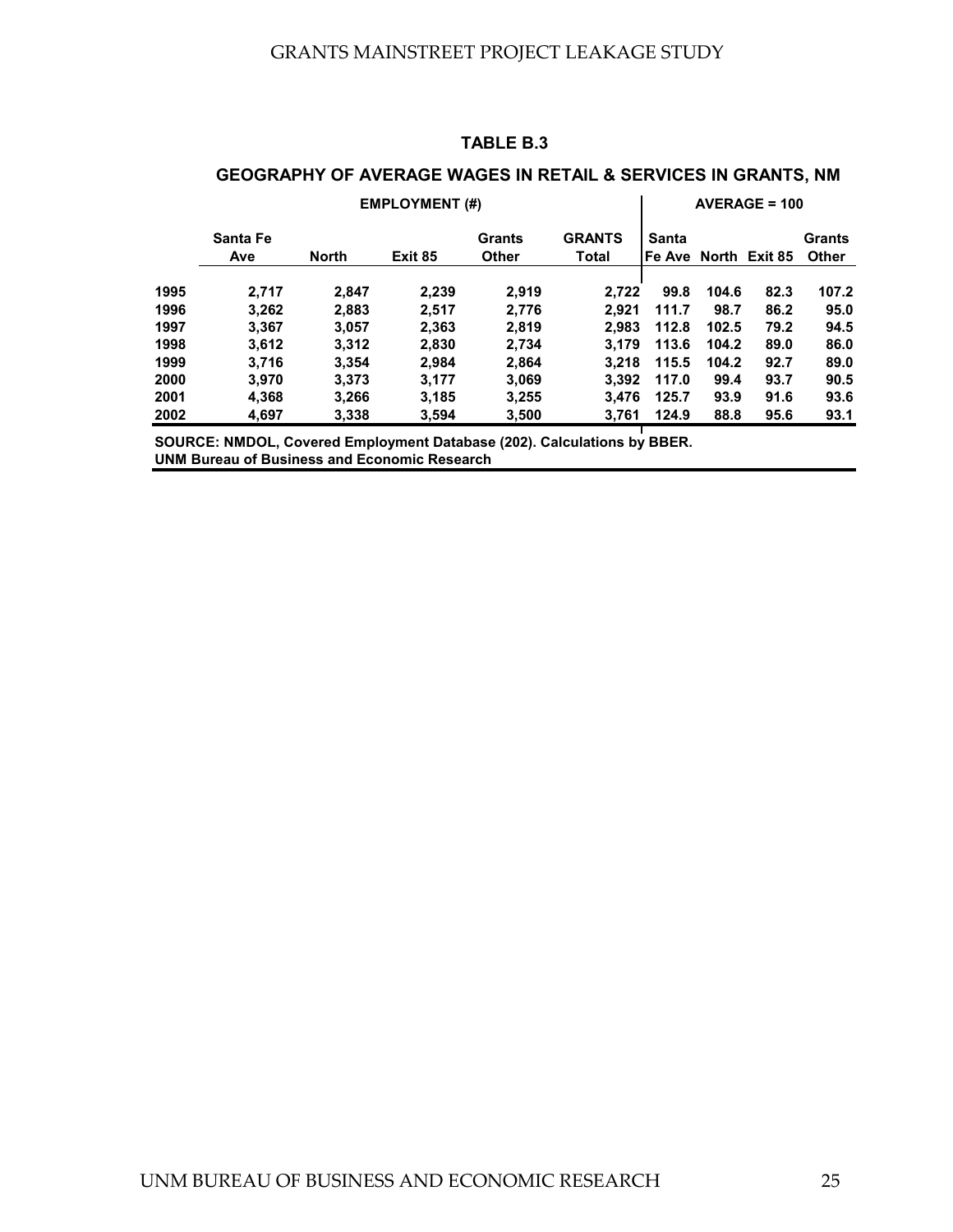**TABLE B.3**

**GEOGRAPHY OF AVERAGE WAGES IN RETAIL & SERVICES IN GRANTS, NM**

| | EMPLOYMENT (#) | | | | | AVERAGE = 100 | | | |
|---|---|---|---|---|---|---|---|---|---|
| | Santa Fe Ave | North | Exit 85 | Grants Other | GRANTS Total | Santa Fe Ave | North | Exit 85 | Grants Other |
| 1995 | 2,717 | 2,847 | 2,239 | 2,919 | 2,722 | 99.8 | 104.6 | 82.3 | 107.2 |
| 1996 | 3,262 | 2,883 | 2,517 | 2,776 | 2,921 | 111.7 | 98.7 | 86.2 | 95.0 |
| 1997 | 3,367 | 3,057 | 2,363 | 2,819 | 2,983 | 112.8 | 102.5 | 79.2 | 94.5 |
| 1998 | 3,612 | 3,312 | 2,830 | 2,734 | 3,179 | 113.6 | 104.2 | 89.0 | 86.0 |
| 1999 | 3,716 | 3,354 | 2,984 | 2,864 | 3,218 | 115.5 | 104.2 | 92.7 | 89.0 |
| 2000 | 3,970 | 3,373 | 3,177 | 3,069 | 3,392 | 117.0 | 99.4 | 93.7 | 90.5 |
| 2001 | 4,368 | 3,266 | 3,185 | 3,255 | 3,476 | 125.7 | 93.9 | 91.6 | 93.6 |
| 2002 | 4,697 | 3,338 | 3,594 | 3,500 | 3,761 | 124.9 | 88.8 | 95.6 | 93.1 |

**SOURCE: NMDOL, Covered Employment Database (202). Calculations by BBER.**
**UNM Bureau of Business and Economic Research**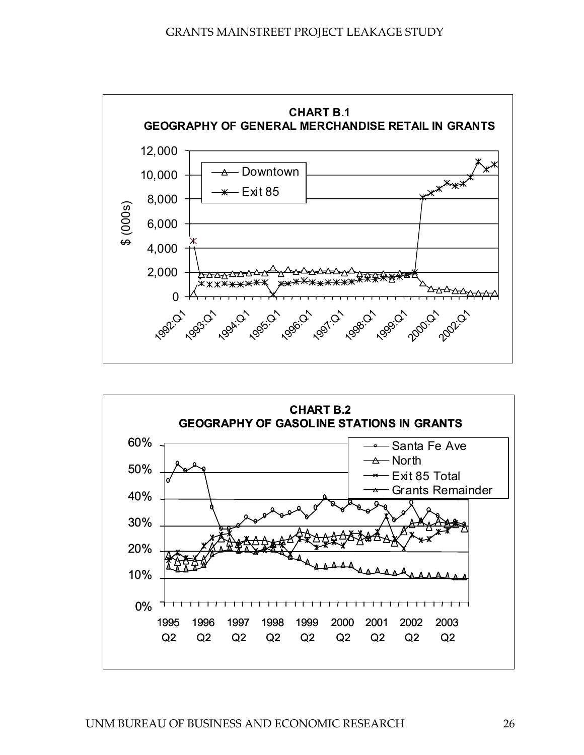**CHART B.1**
**GEOGRAPHY OF GENERAL MERCHANDISE RETAIL IN GRANTS**

**CHART B.2**
**GEOGRAPHY OF GASOLINE STATIONS IN GRANTS**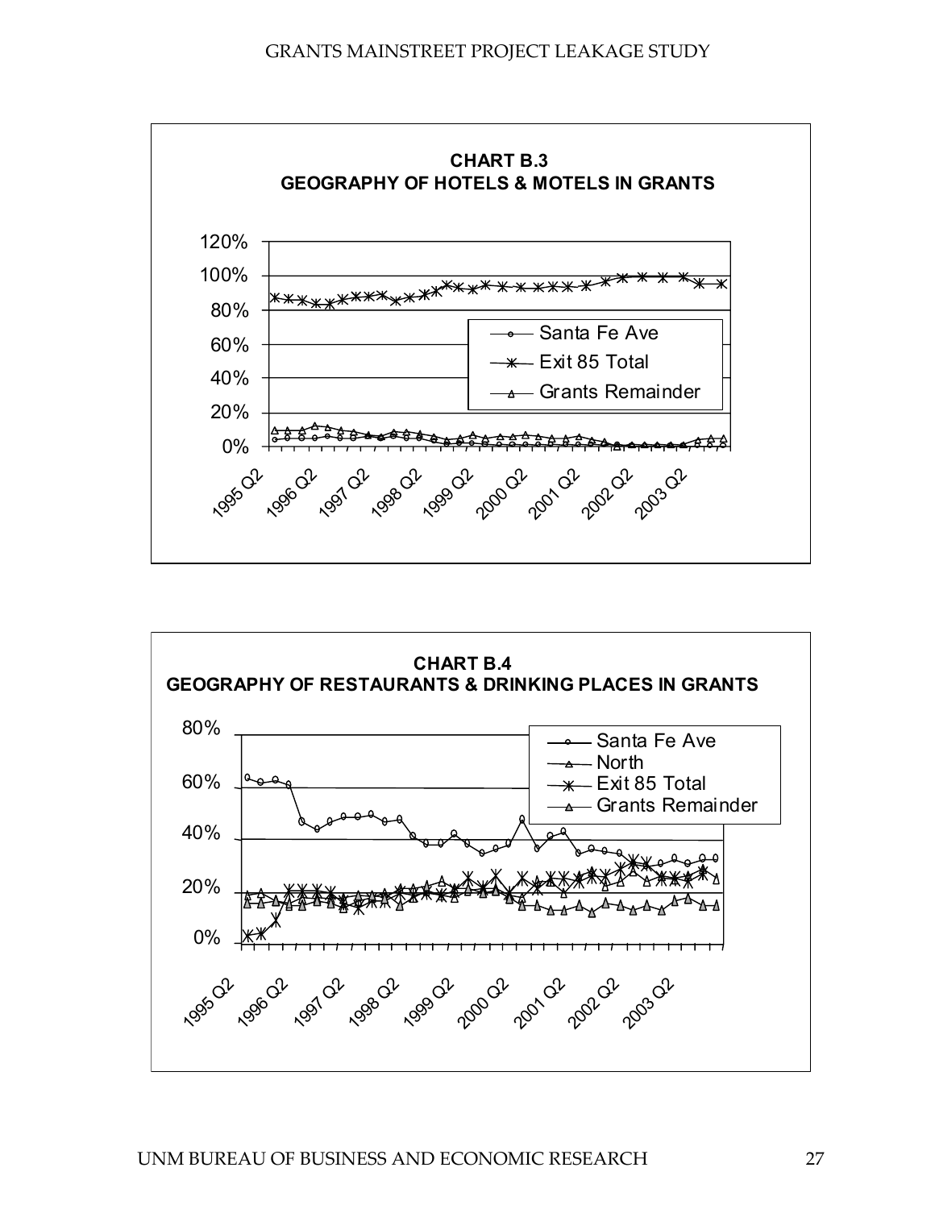**CHART B.3**
**GEOGRAPHY OF HOTELS & MOTELS IN GRANTS**

**CHART B.4**
**GEOGRAPHY OF RESTAURANTS & DRINKING PLACES IN GRANTS**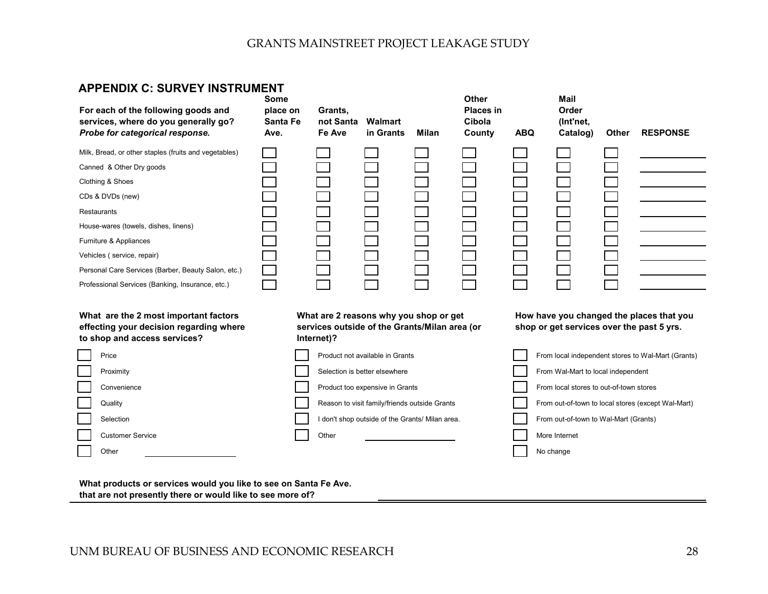## APPENDIX C: SURVEY INSTRUMENT

| For each of the following goods and services, where do you generally go? *Probe for categorical response.* | Some place on Santa Fe Ave. | Grants, not Santa Fe Ave | Walmart in Grants | Milan | Other Places in Cibola County | ABQ | Mail Order (Int'net, Catalog) | Other | RESPONSE |
|---|---|---|---|---|---|---|---|---|---|
| Milk, Bread, or other staples (fruits and vegetables) | ☐ | ☐ | ☐ | ☐ | ☐ | ☐ | ☐ | ☐ | ______ |
| Canned & Other Dry goods | ☐ | ☐ | ☐ | ☐ | ☐ | ☐ | ☐ | ☐ | ______ |
| Clothing & Shoes | ☐ | ☐ | ☐ | ☐ | ☐ | ☐ | ☐ | ☐ | ______ |
| CDs & DVDs (new) | ☐ | ☐ | ☐ | ☐ | ☐ | ☐ | ☐ | ☐ | ______ |
| Restaurants | ☐ | ☐ | ☐ | ☐ | ☐ | ☐ | ☐ | ☐ | ______ |
| House-wares (towels, dishes, linens) | ☐ | ☐ | ☐ | ☐ | ☐ | ☐ | ☐ | ☐ | ______ |
| Furniture & Appliances | ☐ | ☐ | ☐ | ☐ | ☐ | ☐ | ☐ | ☐ | ______ |
| Vehicles ( service, repair) | ☐ | ☐ | ☐ | ☐ | ☐ | ☐ | ☐ | ☐ | ______ |
| Personal Care Services (Barber, Beauty Salon, etc.) | ☐ | ☐ | ☐ | ☐ | ☐ | ☐ | ☐ | ☐ | ______ |
| Professional Services (Banking, Insurance, etc.) | ☐ | ☐ | ☐ | ☐ | ☐ | ☐ | ☐ | ☐ | ______ |

**What are the 2 most important factors effecting your decision regarding where to shop and access services?**

- ☐ Price
- ☐ Proximity
- ☐ Convenience
- ☐ Quality
- ☐ Selection
- ☐ Customer Service
- ☐ Other ______

**What are 2 reasons why you shop or get services outside of the Grants/Milan area (or Internet)?**

- ☐ Product not available in Grants
- ☐ Selection is better elsewhere
- ☐ Product too expensive in Grants
- ☐ Reason to visit family/friends outside Grants
- ☐ I don't shop outside of the Grants/ Milan area.
- ☐ Other ______

**How have you changed the places that you shop or get services over the past 5 yrs.**

- ☐ From local independent stores to Wal-Mart (Grants)
- ☐ From Wal-Mart to local independent
- ☐ From local stores to out-of-town stores
- ☐ From out-of-town to local stores (except Wal-Mart)
- ☐ From out-of-town to Wal-Mart (Grants)
- ☐ More Internet
- ☐ No change

**What products or services would you like to see on Santa Fe Ave. that are not presently there or would like to see more of?** ______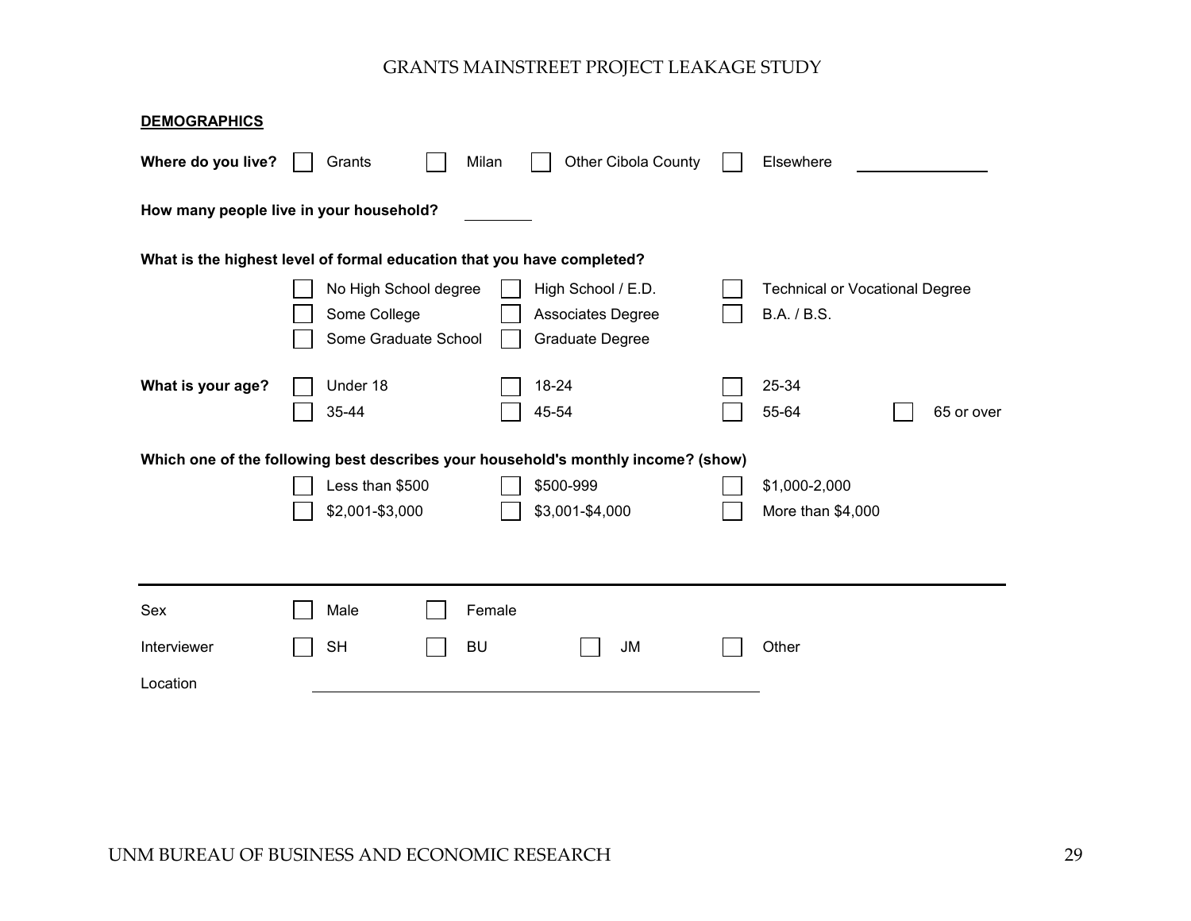**DEMOGRAPHICS**

**Where do you live?** ☐ Grants ☐ Milan ☐ Other Cibola County ☐ Elsewhere ______________

**How many people live in your household?** ________

**What is the highest level of formal education that you have completed?**

| | | |
|---|---|---|
| ☐ No High School degree | ☐ High School / E.D. | ☐ Technical or Vocational Degree |
| ☐ Some College | ☐ Associates Degree | ☐ B.A. / B.S. |
| ☐ Some Graduate School | ☐ Graduate Degree | |

**What is your age?**

| | | | |
|---|---|---|---|
| ☐ Under 18 | ☐ 18-24 | ☐ 25-34 | |
| ☐ 35-44 | ☐ 45-54 | ☐ 55-64 | ☐ 65 or over |

**Which one of the following best describes your household's monthly income? (show)**

| | | |
|---|---|---|
| ☐ Less than $500 | ☐ $500-999 | ☐ $1,000-2,000 |
| ☐ $2,001-$3,000 | ☐ $3,001-$4,000 | ☐ More than $4,000 |

---

Sex ☐ Male ☐ Female

Interviewer ☐ SH ☐ BU ☐ JM ☐ Other

Location ______________________________________________